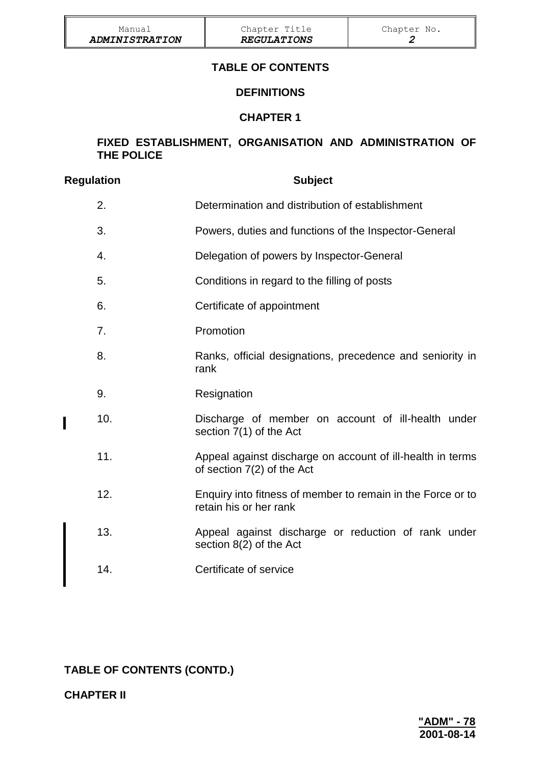## TABLE OF CONTENTS

## DEFINITIONS

## CHAPTER 1

### FIXED ESTABLISHMENT, ORGANISATION AND ADMINISTRATION OF THE POLICE

| Regulation | Subject |
|---|---|
| 2. | Determination and distribution of establishment |
| 3. | Powers, duties and functions of the Inspector-General |
| 4. | Delegation of powers by Inspector-General |
| 5. | Conditions in regard to the filling of posts |
| 6. | Certificate of appointment |
| 7. | Promotion |
| 8. | Ranks, official designations, precedence and seniority in rank |
| 9. | Resignation |
| 10. | Discharge of member on account of ill-health under section 7(1) of the Act |
| 11. | Appeal against discharge on account of ill-health in terms of section 7(2) of the Act |
| 12. | Enquiry into fitness of member to remain in the Force or to retain his or her rank |
| 13. | Appeal against discharge or reduction of rank under section 8(2) of the Act |
| 14. | Certificate of service |

**TABLE OF CONTENTS (CONTD.)**

**CHAPTER II**

**"ADM" - 78**
**2001-08-14**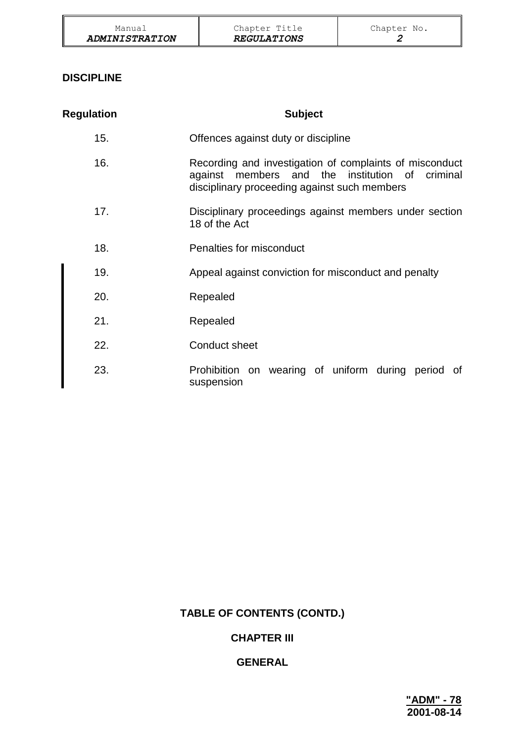## DISCIPLINE

| Regulation | Subject |
|---|---|
| 15. | Offences against duty or discipline |
| 16. | Recording and investigation of complaints of misconduct against members and the institution of criminal disciplinary proceeding against such members |
| 17. | Disciplinary proceedings against members under section 18 of the Act |
| 18. | Penalties for misconduct |
| 19. | Appeal against conviction for misconduct and penalty |
| 20. | Repealed |
| 21. | Repealed |
| 22. | Conduct sheet |
| 23. | Prohibition on wearing of uniform during period of suspension |

## TABLE OF CONTENTS (CONTD.)

## CHAPTER III

## GENERAL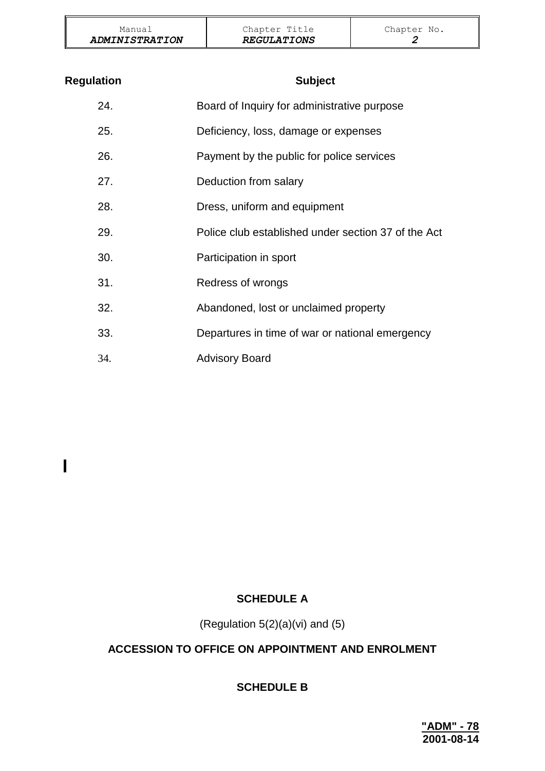| Regulation | Subject |
|---|---|
| 24. | Board of Inquiry for administrative purpose |
| 25. | Deficiency, loss, damage or expenses |
| 26. | Payment by the public for police services |
| 27. | Deduction from salary |
| 28. | Dress, uniform and equipment |
| 29. | Police club established under section 37 of the Act |
| 30. | Participation in sport |
| 31. | Redress of wrongs |
| 32. | Abandoned, lost or unclaimed property |
| 33. | Departures in time of war or national emergency |
| 34. | Advisory Board |

**SCHEDULE A**

(Regulation 5(2)(a)(vi) and (5)

**ACCESSION TO OFFICE ON APPOINTMENT AND ENROLMENT**

**SCHEDULE B**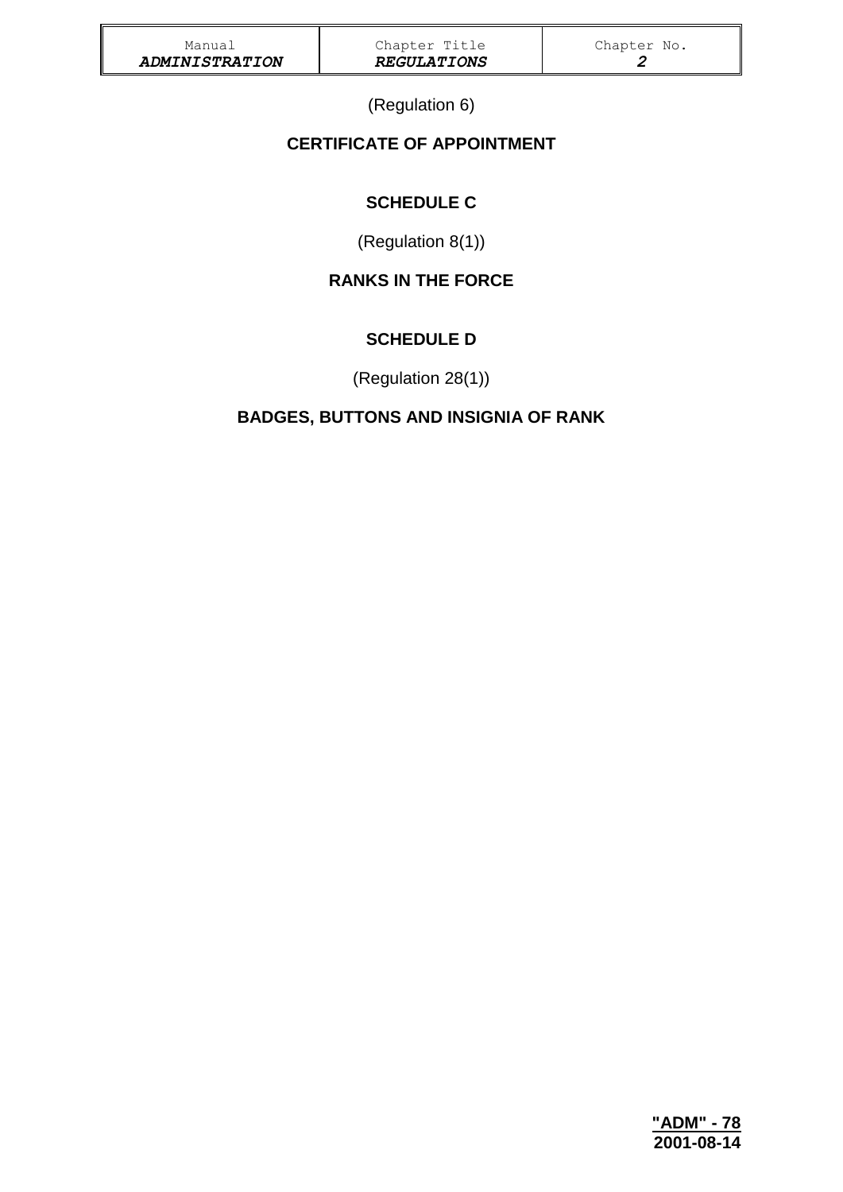(Regulation 6)

## CERTIFICATE OF APPOINTMENT

## SCHEDULE C

(Regulation 8(1))

## RANKS IN THE FORCE

## SCHEDULE D

(Regulation 28(1))

## BADGES, BUTTONS AND INSIGNIA OF RANK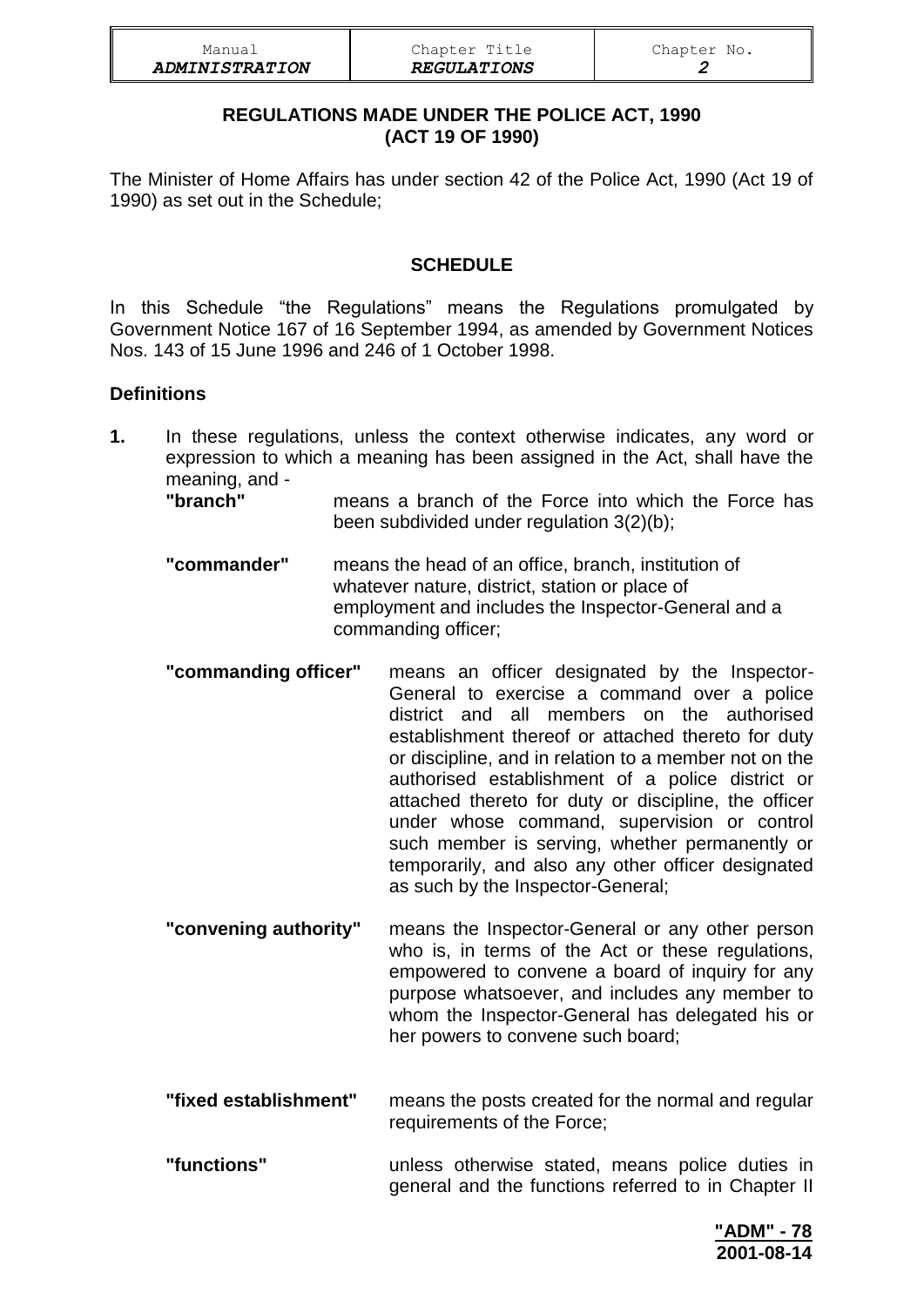## REGULATIONS MADE UNDER THE POLICE ACT, 1990 (ACT 19 OF 1990)

The Minister of Home Affairs has under section 42 of the Police Act, 1990 (Act 19 of 1990) as set out in the Schedule;

### SCHEDULE

In this Schedule "the Regulations" means the Regulations promulgated by Government Notice 167 of 16 September 1994, as amended by Government Notices Nos. 143 of 15 June 1996 and 246 of 1 October 1998.

### Definitions

**1.** In these regulations, unless the context otherwise indicates, any word or expression to which a meaning has been assigned in the Act, shall have the meaning, and -

**"branch"** means a branch of the Force into which the Force has been subdivided under regulation 3(2)(b);

**"commander"** means the head of an office, branch, institution of whatever nature, district, station or place of employment and includes the Inspector-General and a commanding officer;

**"commanding officer"** means an officer designated by the Inspector-General to exercise a command over a police district and all members on the authorised establishment thereof or attached thereto for duty or discipline, and in relation to a member not on the authorised establishment of a police district or attached thereto for duty or discipline, the officer under whose command, supervision or control such member is serving, whether permanently or temporarily, and also any other officer designated as such by the Inspector-General;

**"convening authority"** means the Inspector-General or any other person who is, in terms of the Act or these regulations, empowered to convene a board of inquiry for any purpose whatsoever, and includes any member to whom the Inspector-General has delegated his or her powers to convene such board;

**"fixed establishment"** means the posts created for the normal and regular requirements of the Force;

**"functions"** unless otherwise stated, means police duties in general and the functions referred to in Chapter II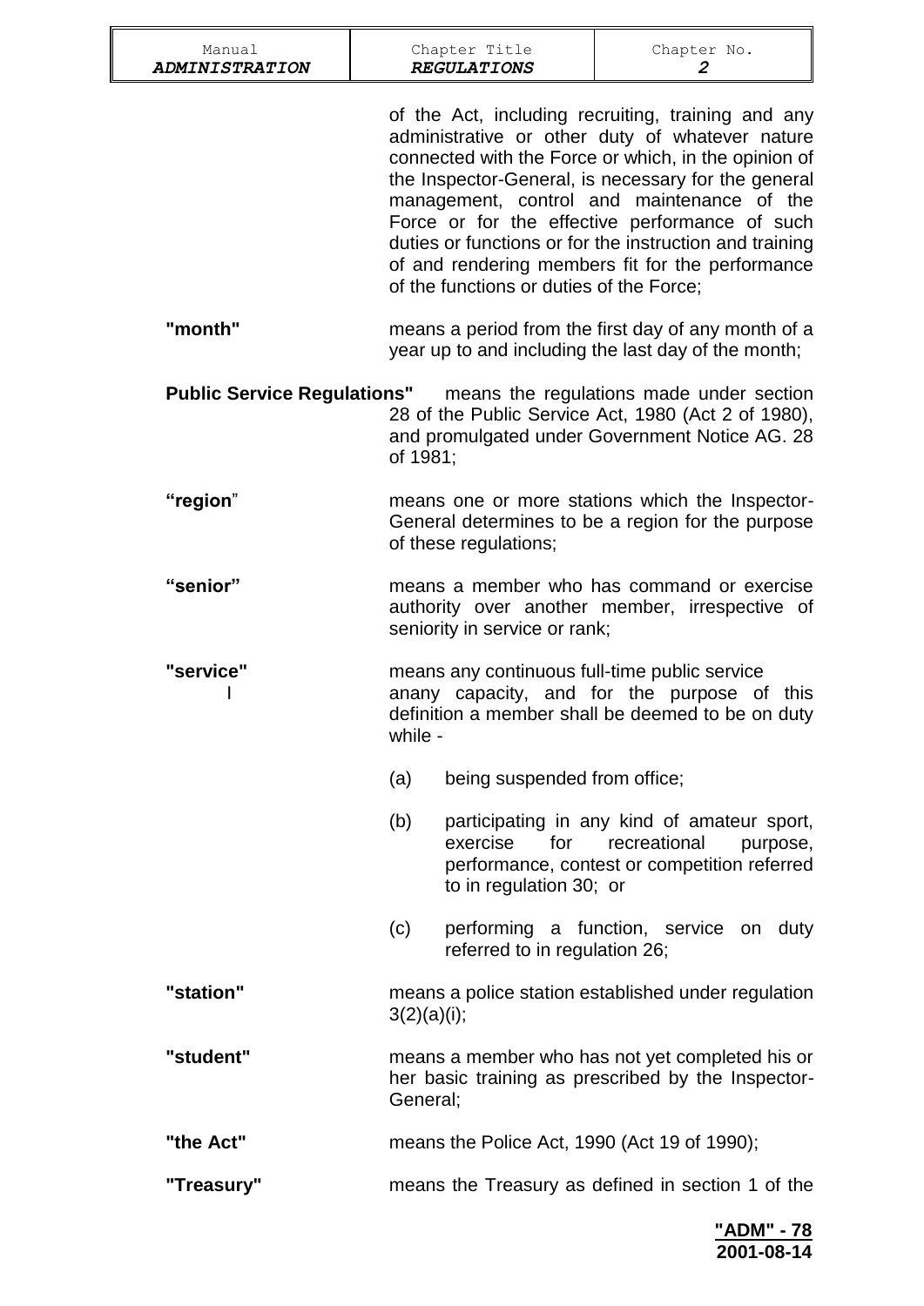of the Act, including recruiting, training and any administrative or other duty of whatever nature connected with the Force or which, in the opinion of the Inspector-General, is necessary for the general management, control and maintenance of the Force or for the effective performance of such duties or functions or for the instruction and training of and rendering members fit for the performance of the functions or duties of the Force;

**"month"** means a period from the first day of any month of a year up to and including the last day of the month;

**Public Service Regulations"** means the regulations made under section 28 of the Public Service Act, 1980 (Act 2 of 1980), and promulgated under Government Notice AG. 28 of 1981;

**"region"** means one or more stations which the Inspector-General determines to be a region for the purpose of these regulations;

**"senior"** means a member who has command or exercise authority over another member, irrespective of seniority in service or rank;

**"service"** means any continuous full-time public service I anany capacity, and for the purpose of this definition a member shall be deemed to be on duty while -

(a) being suspended from office;

(b) participating in any kind of amateur sport, exercise for recreational purpose, performance, contest or competition referred to in regulation 30; or

(c) performing a function, service on duty referred to in regulation 26;

**"station"** means a police station established under regulation 3(2)(a)(i);

**"student"** means a member who has not yet completed his or her basic training as prescribed by the Inspector-General;

**"the Act"** means the Police Act, 1990 (Act 19 of 1990);

**"Treasury"** means the Treasury as defined in section 1 of the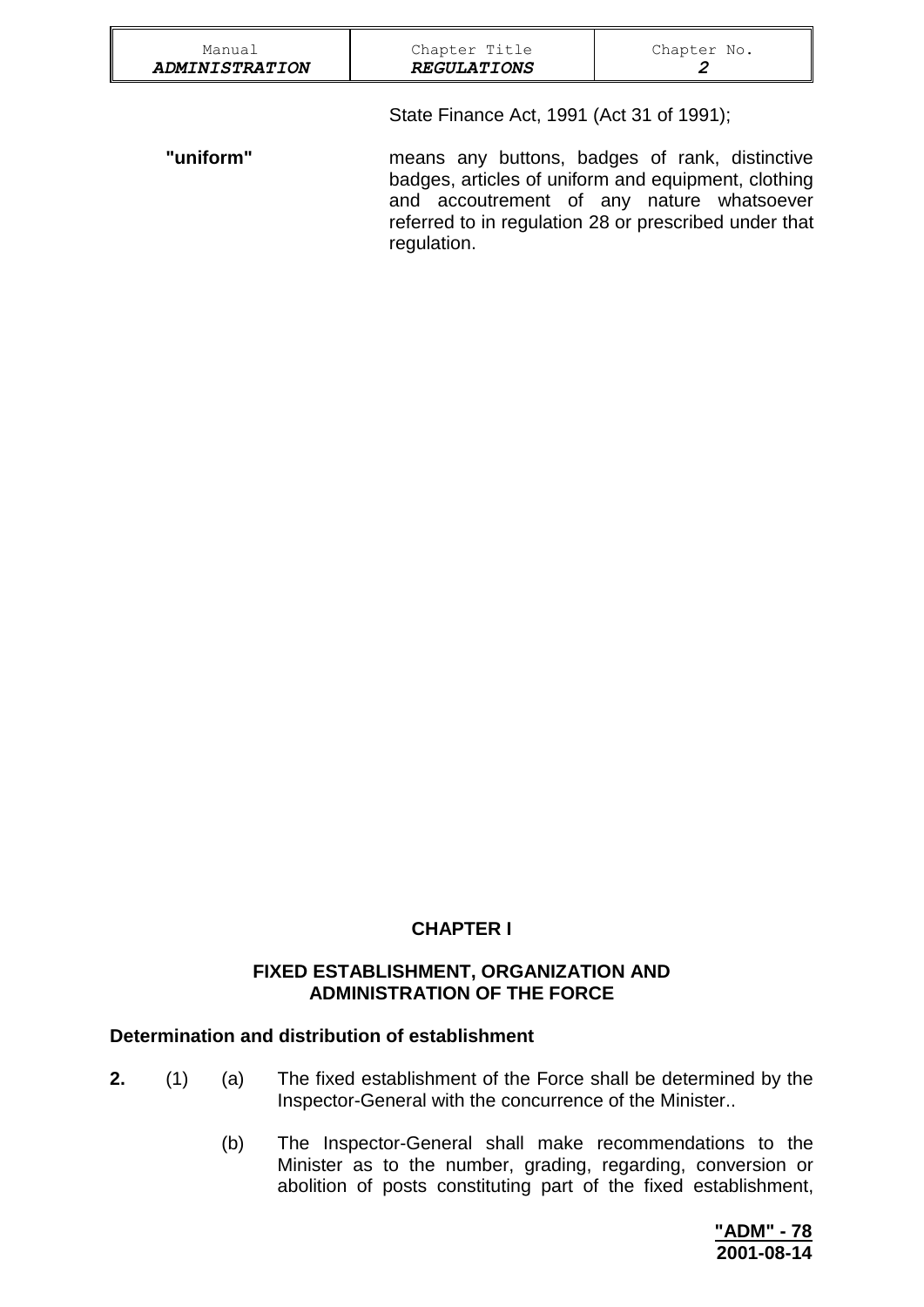State Finance Act, 1991 (Act 31 of 1991);

**"uniform"** means any buttons, badges of rank, distinctive badges, articles of uniform and equipment, clothing and accoutrement of any nature whatsoever referred to in regulation 28 or prescribed under that regulation.

## CHAPTER I

## FIXED ESTABLISHMENT, ORGANIZATION AND ADMINISTRATION OF THE FORCE

### Determination and distribution of establishment

**2.** (1) (a) The fixed establishment of the Force shall be determined by the Inspector-General with the concurrence of the Minister..

(b) The Inspector-General shall make recommendations to the Minister as to the number, grading, regarding, conversion or abolition of posts constituting part of the fixed establishment,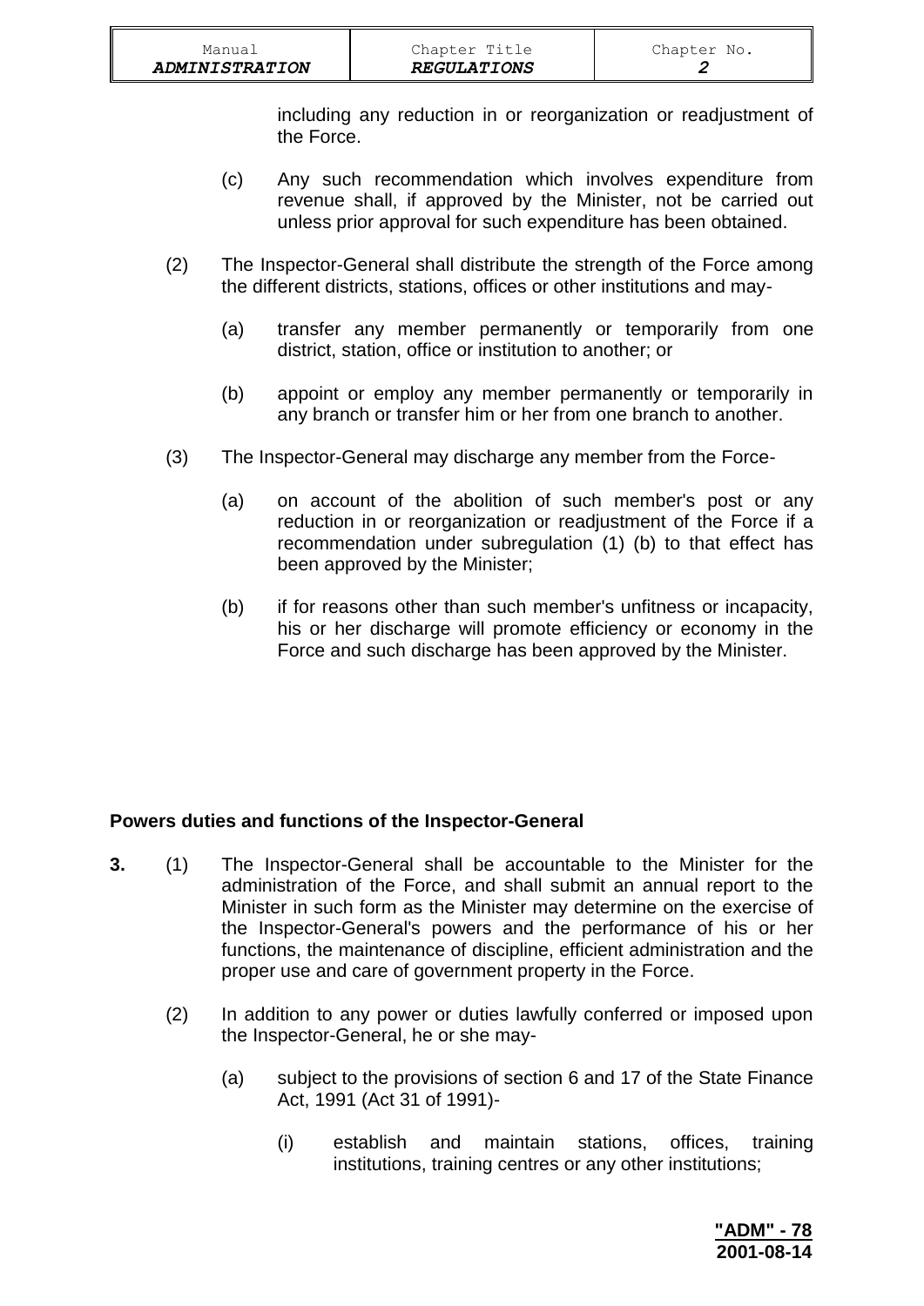including any reduction in or reorganization or readjustment of the Force.

(c) Any such recommendation which involves expenditure from revenue shall, if approved by the Minister, not be carried out unless prior approval for such expenditure has been obtained.

(2) The Inspector-General shall distribute the strength of the Force among the different districts, stations, offices or other institutions and may-

(a) transfer any member permanently or temporarily from one district, station, office or institution to another; or

(b) appoint or employ any member permanently or temporarily in any branch or transfer him or her from one branch to another.

(3) The Inspector-General may discharge any member from the Force-

(a) on account of the abolition of such member's post or any reduction in or reorganization or readjustment of the Force if a recommendation under subregulation (1) (b) to that effect has been approved by the Minister;

(b) if for reasons other than such member's unfitness or incapacity, his or her discharge will promote efficiency or economy in the Force and such discharge has been approved by the Minister.

**Powers duties and functions of the Inspector-General**

**3.** (1) The Inspector-General shall be accountable to the Minister for the administration of the Force, and shall submit an annual report to the Minister in such form as the Minister may determine on the exercise of the Inspector-General's powers and the performance of his or her functions, the maintenance of discipline, efficient administration and the proper use and care of government property in the Force.

(2) In addition to any power or duties lawfully conferred or imposed upon the Inspector-General, he or she may-

(a) subject to the provisions of section 6 and 17 of the State Finance Act, 1991 (Act 31 of 1991)-

(i) establish and maintain stations, offices, training institutions, training centres or any other institutions;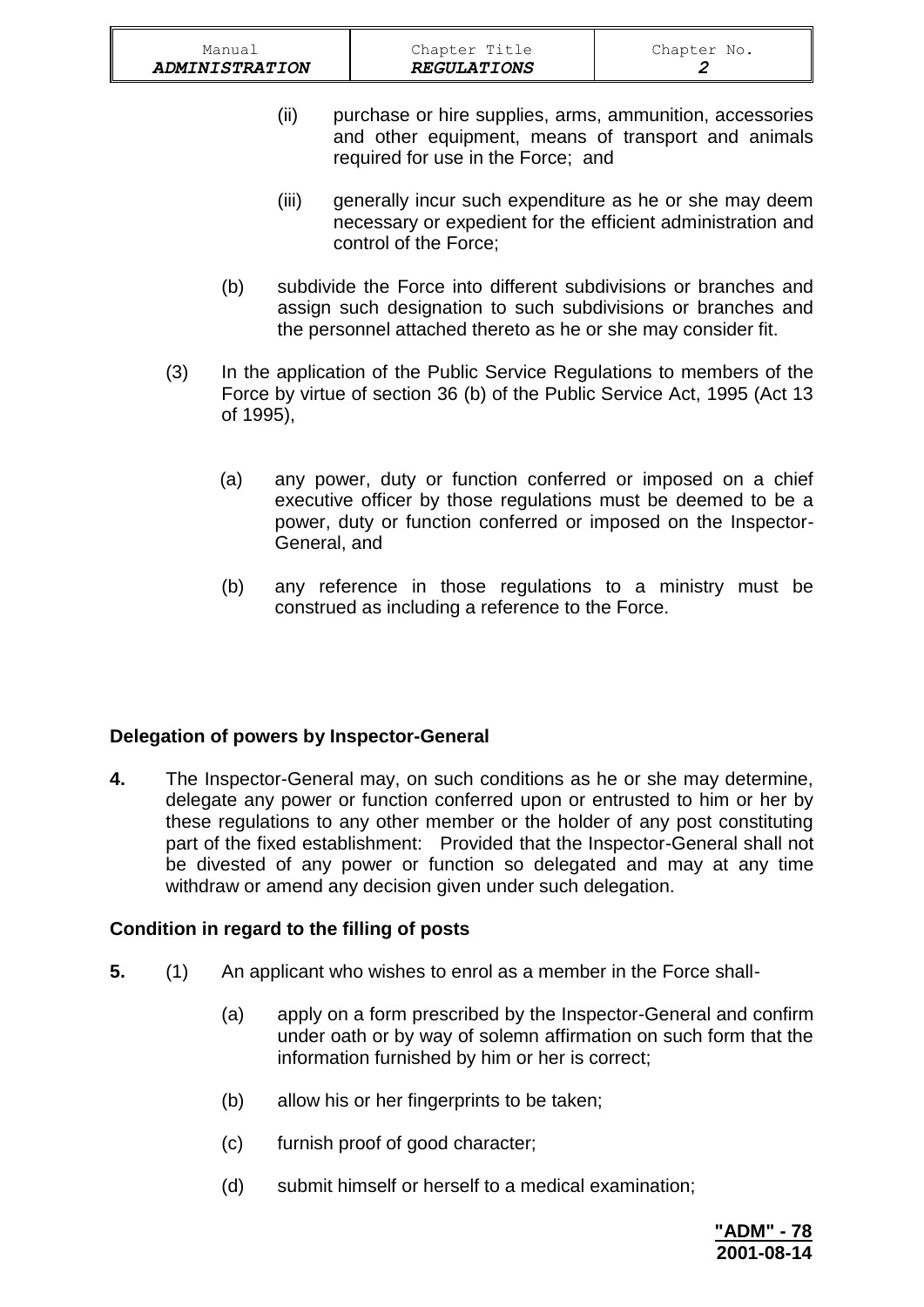(ii) purchase or hire supplies, arms, ammunition, accessories and other equipment, means of transport and animals required for use in the Force; and

(iii) generally incur such expenditure as he or she may deem necessary or expedient for the efficient administration and control of the Force;

(b) subdivide the Force into different subdivisions or branches and assign such designation to such subdivisions or branches and the personnel attached thereto as he or she may consider fit.

(3) In the application of the Public Service Regulations to members of the Force by virtue of section 36 (b) of the Public Service Act, 1995 (Act 13 of 1995),

(a) any power, duty or function conferred or imposed on a chief executive officer by those regulations must be deemed to be a power, duty or function conferred or imposed on the Inspector-General, and

(b) any reference in those regulations to a ministry must be construed as including a reference to the Force.

**Delegation of powers by Inspector-General**

**4.** The Inspector-General may, on such conditions as he or she may determine, delegate any power or function conferred upon or entrusted to him or her by these regulations to any other member or the holder of any post constituting part of the fixed establishment: Provided that the Inspector-General shall not be divested of any power or function so delegated and may at any time withdraw or amend any decision given under such delegation.

**Condition in regard to the filling of posts**

**5.** (1) An applicant who wishes to enrol as a member in the Force shall-

(a) apply on a form prescribed by the Inspector-General and confirm under oath or by way of solemn affirmation on such form that the information furnished by him or her is correct;

(b) allow his or her fingerprints to be taken;

(c) furnish proof of good character;

(d) submit himself or herself to a medical examination;

**"ADM" - 78**
**2001-08-14**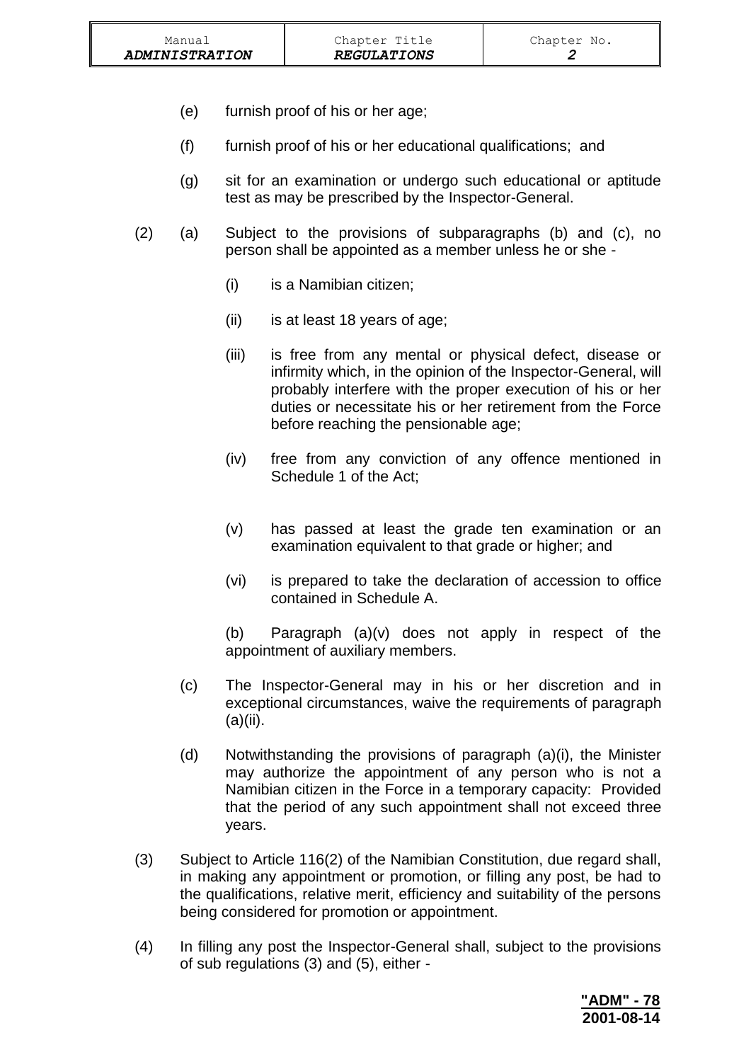(e) furnish proof of his or her age;

(f) furnish proof of his or her educational qualifications; and

(g) sit for an examination or undergo such educational or aptitude test as may be prescribed by the Inspector-General.

(2) (a) Subject to the provisions of subparagraphs (b) and (c), no person shall be appointed as a member unless he or she -

(i) is a Namibian citizen;

(ii) is at least 18 years of age;

(iii) is free from any mental or physical defect, disease or infirmity which, in the opinion of the Inspector-General, will probably interfere with the proper execution of his or her duties or necessitate his or her retirement from the Force before reaching the pensionable age;

(iv) free from any conviction of any offence mentioned in Schedule 1 of the Act;

(v) has passed at least the grade ten examination or an examination equivalent to that grade or higher; and

(vi) is prepared to take the declaration of accession to office contained in Schedule A.

(b) Paragraph (a)(v) does not apply in respect of the appointment of auxiliary members.

(c) The Inspector-General may in his or her discretion and in exceptional circumstances, waive the requirements of paragraph (a)(ii).

(d) Notwithstanding the provisions of paragraph (a)(i), the Minister may authorize the appointment of any person who is not a Namibian citizen in the Force in a temporary capacity: Provided that the period of any such appointment shall not exceed three years.

(3) Subject to Article 116(2) of the Namibian Constitution, due regard shall, in making any appointment or promotion, or filling any post, be had to the qualifications, relative merit, efficiency and suitability of the persons being considered for promotion or appointment.

(4) In filling any post the Inspector-General shall, subject to the provisions of sub regulations (3) and (5), either -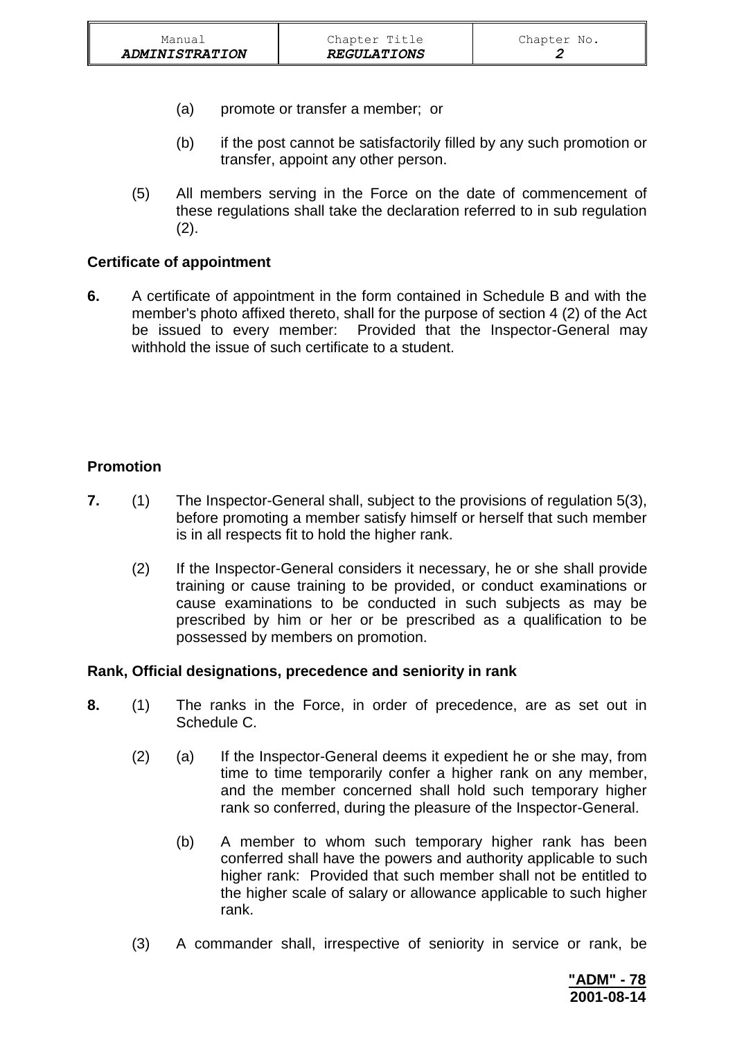(a) promote or transfer a member; or

(b) if the post cannot be satisfactorily filled by any such promotion or transfer, appoint any other person.

(5) All members serving in the Force on the date of commencement of these regulations shall take the declaration referred to in sub regulation (2).

**Certificate of appointment**

**6.** A certificate of appointment in the form contained in Schedule B and with the member's photo affixed thereto, shall for the purpose of section 4 (2) of the Act be issued to every member: Provided that the Inspector-General may withhold the issue of such certificate to a student.

**Promotion**

**7.** (1) The Inspector-General shall, subject to the provisions of regulation 5(3), before promoting a member satisfy himself or herself that such member is in all respects fit to hold the higher rank.

(2) If the Inspector-General considers it necessary, he or she shall provide training or cause training to be provided, or conduct examinations or cause examinations to be conducted in such subjects as may be prescribed by him or her or be prescribed as a qualification to be possessed by members on promotion.

**Rank, Official designations, precedence and seniority in rank**

**8.** (1) The ranks in the Force, in order of precedence, are as set out in Schedule C.

(2) (a) If the Inspector-General deems it expedient he or she may, from time to time temporarily confer a higher rank on any member, and the member concerned shall hold such temporary higher rank so conferred, during the pleasure of the Inspector-General.

(b) A member to whom such temporary higher rank has been conferred shall have the powers and authority applicable to such higher rank: Provided that such member shall not be entitled to the higher scale of salary or allowance applicable to such higher rank.

(3) A commander shall, irrespective of seniority in service or rank, be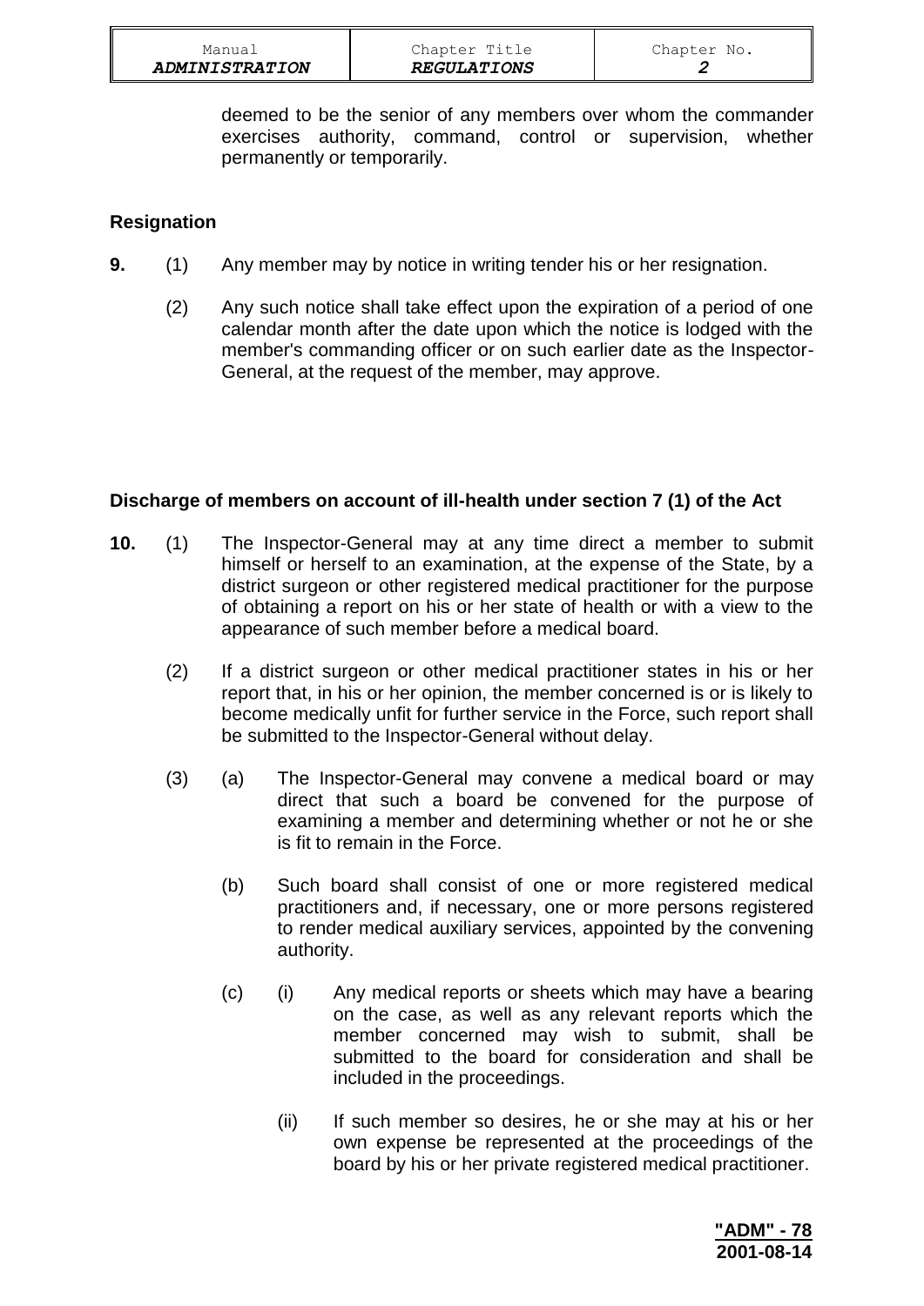deemed to be the senior of any members over whom the commander exercises authority, command, control or supervision, whether permanently or temporarily.

## Resignation

**9.** (1) Any member may by notice in writing tender his or her resignation.

(2) Any such notice shall take effect upon the expiration of a period of one calendar month after the date upon which the notice is lodged with the member's commanding officer or on such earlier date as the Inspector-General, at the request of the member, may approve.

## Discharge of members on account of ill-health under section 7 (1) of the Act

**10.** (1) The Inspector-General may at any time direct a member to submit himself or herself to an examination, at the expense of the State, by a district surgeon or other registered medical practitioner for the purpose of obtaining a report on his or her state of health or with a view to the appearance of such member before a medical board.

(2) If a district surgeon or other medical practitioner states in his or her report that, in his or her opinion, the member concerned is or is likely to become medically unfit for further service in the Force, such report shall be submitted to the Inspector-General without delay.

(3) (a) The Inspector-General may convene a medical board or may direct that such a board be convened for the purpose of examining a member and determining whether or not he or she is fit to remain in the Force.

(b) Such board shall consist of one or more registered medical practitioners and, if necessary, one or more persons registered to render medical auxiliary services, appointed by the convening authority.

(c) (i) Any medical reports or sheets which may have a bearing on the case, as well as any relevant reports which the member concerned may wish to submit, shall be submitted to the board for consideration and shall be included in the proceedings.

(ii) If such member so desires, he or she may at his or her own expense be represented at the proceedings of the board by his or her private registered medical practitioner.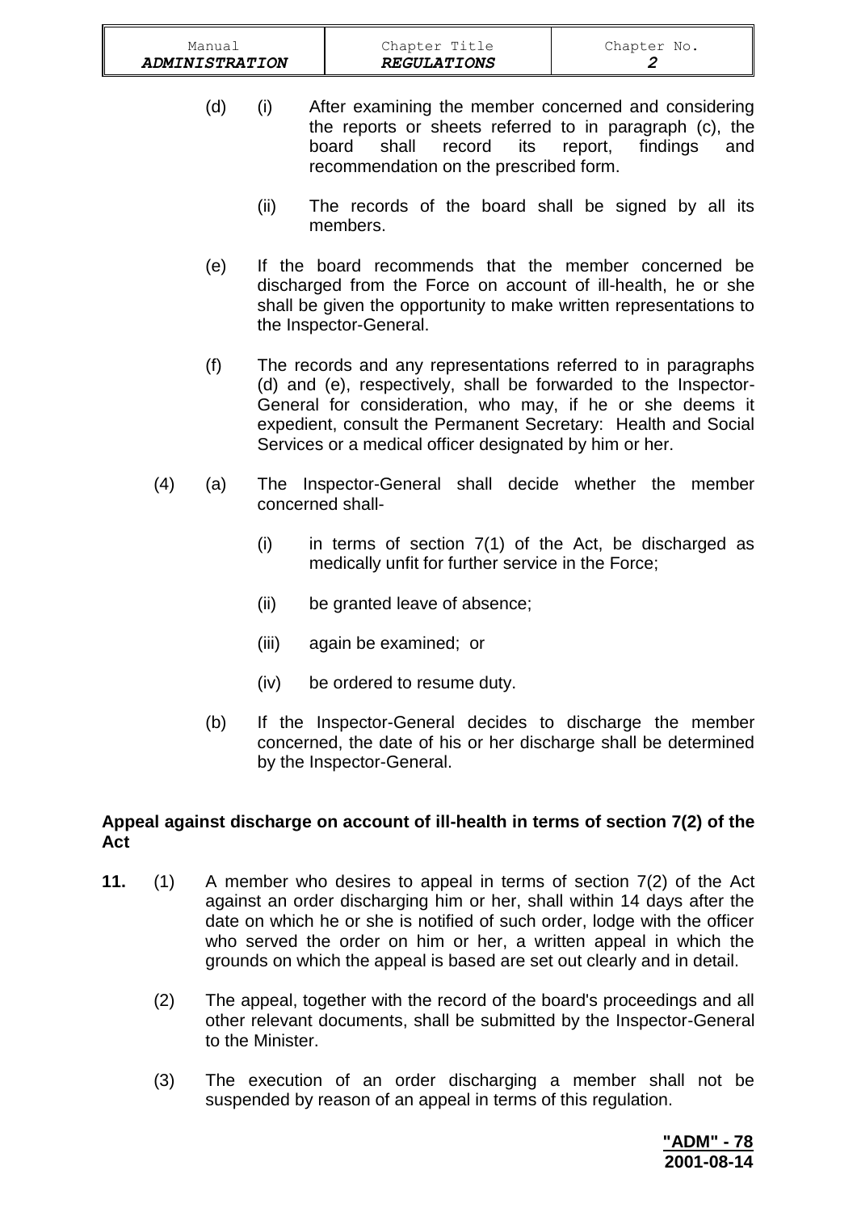(d) (i) After examining the member concerned and considering the reports or sheets referred to in paragraph (c), the board shall record its report, findings and recommendation on the prescribed form.

(ii) The records of the board shall be signed by all its members.

(e) If the board recommends that the member concerned be discharged from the Force on account of ill-health, he or she shall be given the opportunity to make written representations to the Inspector-General.

(f) The records and any representations referred to in paragraphs (d) and (e), respectively, shall be forwarded to the Inspector-General for consideration, who may, if he or she deems it expedient, consult the Permanent Secretary: Health and Social Services or a medical officer designated by him or her.

(4) (a) The Inspector-General shall decide whether the member concerned shall-

(i) in terms of section 7(1) of the Act, be discharged as medically unfit for further service in the Force;

(ii) be granted leave of absence;

(iii) again be examined; or

(iv) be ordered to resume duty.

(b) If the Inspector-General decides to discharge the member concerned, the date of his or her discharge shall be determined by the Inspector-General.

**Appeal against discharge on account of ill-health in terms of section 7(2) of the Act**

**11.** (1) A member who desires to appeal in terms of section 7(2) of the Act against an order discharging him or her, shall within 14 days after the date on which he or she is notified of such order, lodge with the officer who served the order on him or her, a written appeal in which the grounds on which the appeal is based are set out clearly and in detail.

(2) The appeal, together with the record of the board's proceedings and all other relevant documents, shall be submitted by the Inspector-General to the Minister.

(3) The execution of an order discharging a member shall not be suspended by reason of an appeal in terms of this regulation.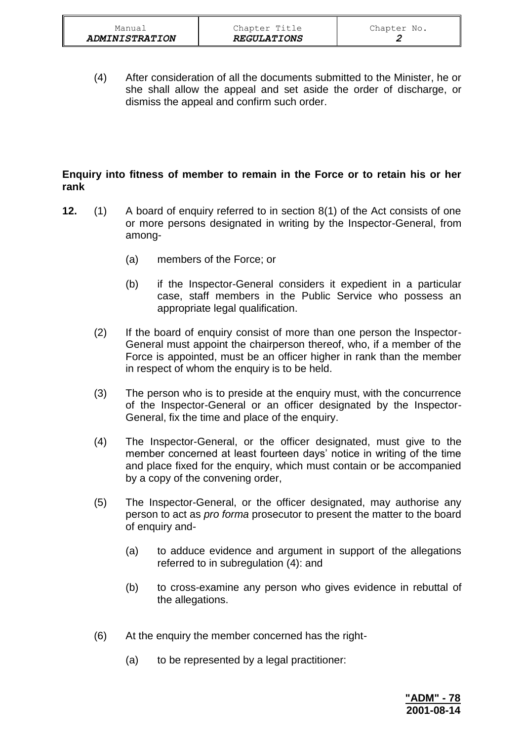(4) After consideration of all the documents submitted to the Minister, he or she shall allow the appeal and set aside the order of discharge, or dismiss the appeal and confirm such order.

**Enquiry into fitness of member to remain in the Force or to retain his or her rank**

**12.** (1) A board of enquiry referred to in section 8(1) of the Act consists of one or more persons designated in writing by the Inspector-General, from among-

(a) members of the Force; or

(b) if the Inspector-General considers it expedient in a particular case, staff members in the Public Service who possess an appropriate legal qualification.

(2) If the board of enquiry consist of more than one person the Inspector-General must appoint the chairperson thereof, who, if a member of the Force is appointed, must be an officer higher in rank than the member in respect of whom the enquiry is to be held.

(3) The person who is to preside at the enquiry must, with the concurrence of the Inspector-General or an officer designated by the Inspector-General, fix the time and place of the enquiry.

(4) The Inspector-General, or the officer designated, must give to the member concerned at least fourteen days' notice in writing of the time and place fixed for the enquiry, which must contain or be accompanied by a copy of the convening order,

(5) The Inspector-General, or the officer designated, may authorise any person to act as *pro forma* prosecutor to present the matter to the board of enquiry and-

(a) to adduce evidence and argument in support of the allegations referred to in subregulation (4): and

(b) to cross-examine any person who gives evidence in rebuttal of the allegations.

(6) At the enquiry the member concerned has the right-

(a) to be represented by a legal practitioner: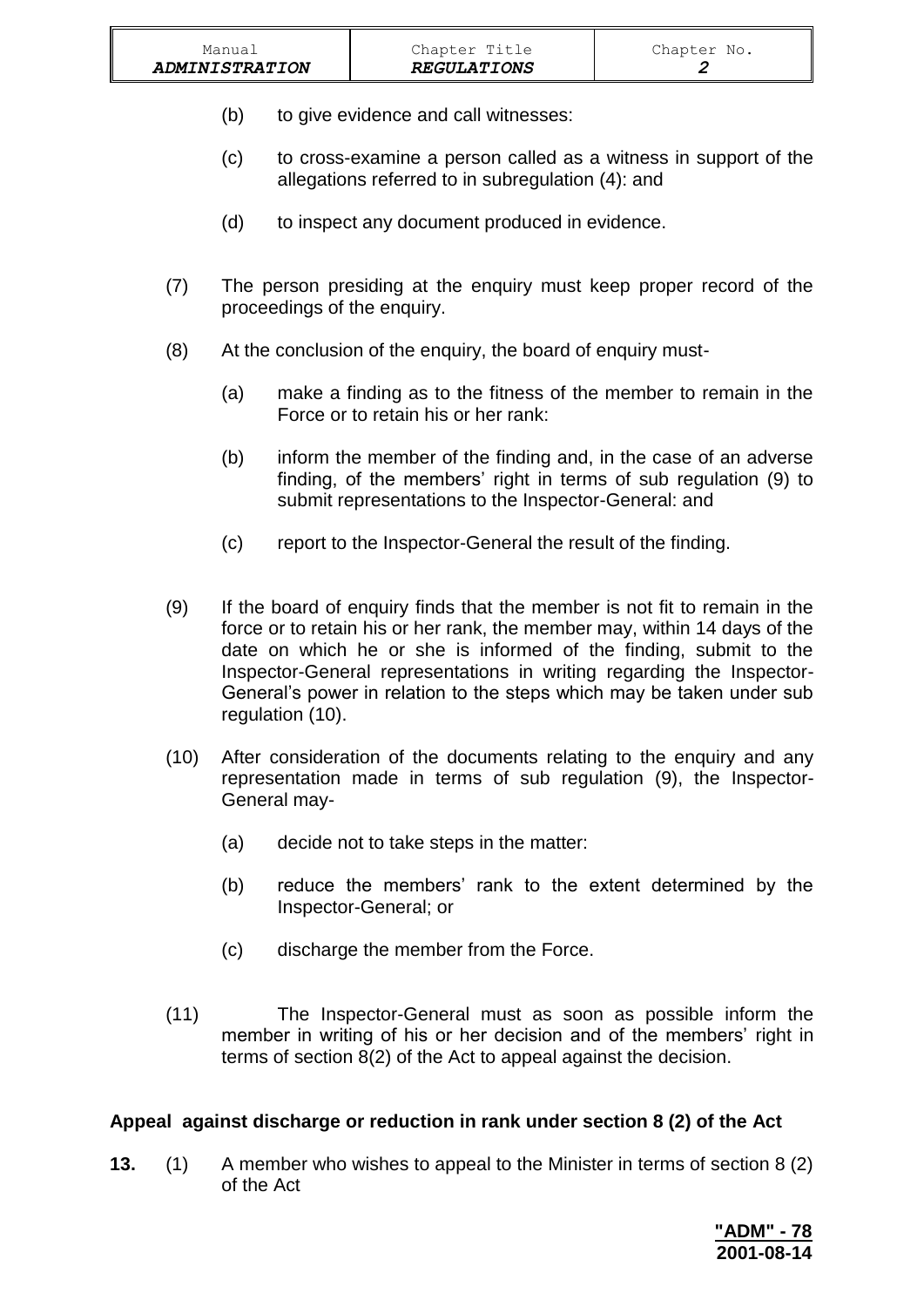(b) to give evidence and call witnesses:

(c) to cross-examine a person called as a witness in support of the allegations referred to in subregulation (4): and

(d) to inspect any document produced in evidence.

(7) The person presiding at the enquiry must keep proper record of the proceedings of the enquiry.

(8) At the conclusion of the enquiry, the board of enquiry must-

(a) make a finding as to the fitness of the member to remain in the Force or to retain his or her rank:

(b) inform the member of the finding and, in the case of an adverse finding, of the members' right in terms of sub regulation (9) to submit representations to the Inspector-General: and

(c) report to the Inspector-General the result of the finding.

(9) If the board of enquiry finds that the member is not fit to remain in the force or to retain his or her rank, the member may, within 14 days of the date on which he or she is informed of the finding, submit to the Inspector-General representations in writing regarding the Inspector-General's power in relation to the steps which may be taken under sub regulation (10).

(10) After consideration of the documents relating to the enquiry and any representation made in terms of sub regulation (9), the Inspector-General may-

(a) decide not to take steps in the matter:

(b) reduce the members' rank to the extent determined by the Inspector-General; or

(c) discharge the member from the Force.

(11) The Inspector-General must as soon as possible inform the member in writing of his or her decision and of the members' right in terms of section 8(2) of the Act to appeal against the decision.

**Appeal against discharge or reduction in rank under section 8 (2) of the Act**

**13.** (1) A member who wishes to appeal to the Minister in terms of section 8 (2) of the Act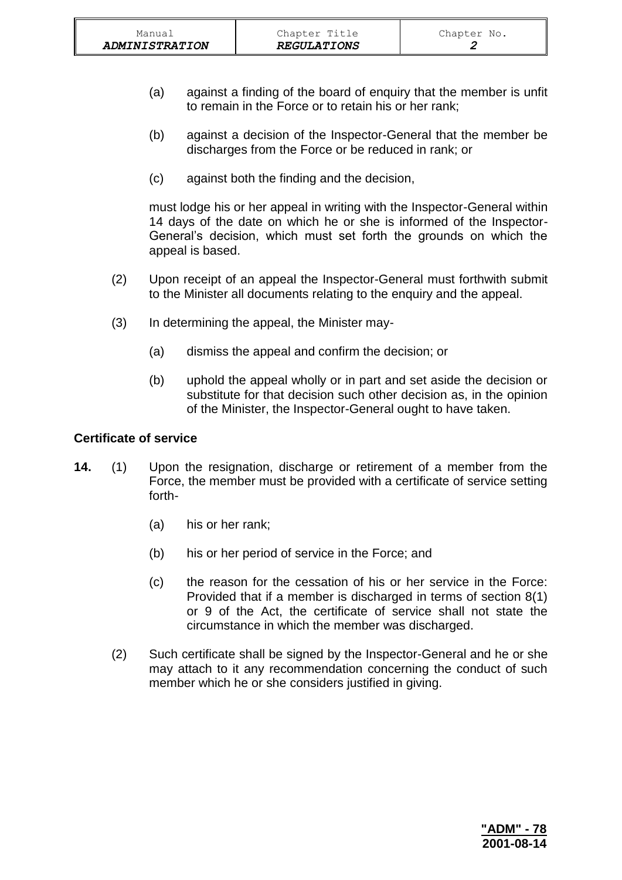(a) against a finding of the board of enquiry that the member is unfit to remain in the Force or to retain his or her rank;

(b) against a decision of the Inspector-General that the member be discharges from the Force or be reduced in rank; or

(c) against both the finding and the decision,

must lodge his or her appeal in writing with the Inspector-General within 14 days of the date on which he or she is informed of the Inspector-General's decision, which must set forth the grounds on which the appeal is based.

(2) Upon receipt of an appeal the Inspector-General must forthwith submit to the Minister all documents relating to the enquiry and the appeal.

(3) In determining the appeal, the Minister may-

(a) dismiss the appeal and confirm the decision; or

(b) uphold the appeal wholly or in part and set aside the decision or substitute for that decision such other decision as, in the opinion of the Minister, the Inspector-General ought to have taken.

**Certificate of service**

**14.** (1) Upon the resignation, discharge or retirement of a member from the Force, the member must be provided with a certificate of service setting forth-

(a) his or her rank;

(b) his or her period of service in the Force; and

(c) the reason for the cessation of his or her service in the Force: Provided that if a member is discharged in terms of section 8(1) or 9 of the Act, the certificate of service shall not state the circumstance in which the member was discharged.

(2) Such certificate shall be signed by the Inspector-General and he or she may attach to it any recommendation concerning the conduct of such member which he or she considers justified in giving.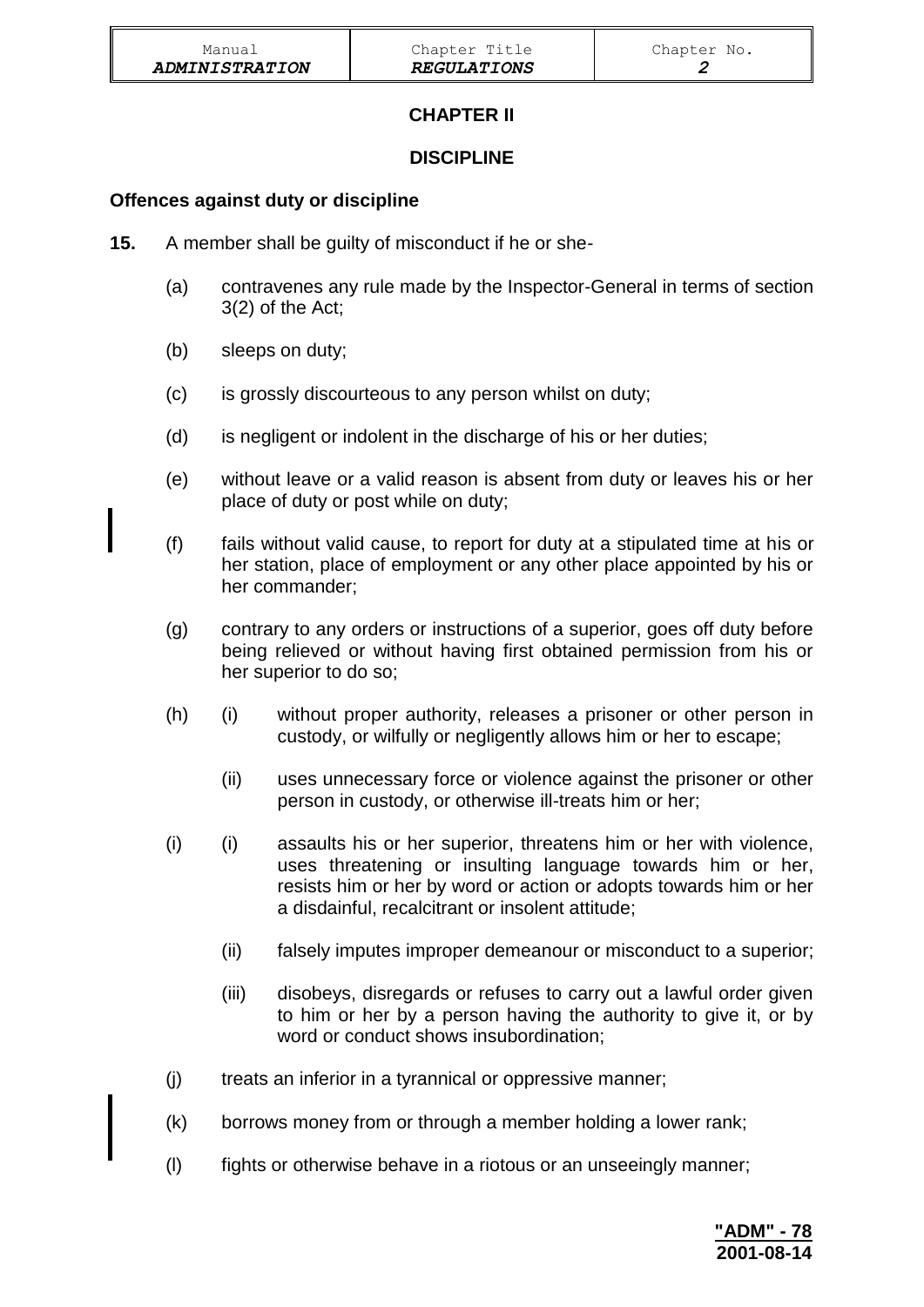# CHAPTER II

## DISCIPLINE

### Offences against duty or discipline

**15.** A member shall be guilty of misconduct if he or she-

(a) contravenes any rule made by the Inspector-General in terms of section 3(2) of the Act;

(b) sleeps on duty;

(c) is grossly discourteous to any person whilst on duty;

(d) is negligent or indolent in the discharge of his or her duties;

(e) without leave or a valid reason is absent from duty or leaves his or her place of duty or post while on duty;

(f) fails without valid cause, to report for duty at a stipulated time at his or her station, place of employment or any other place appointed by his or her commander;

(g) contrary to any orders or instructions of a superior, goes off duty before being relieved or without having first obtained permission from his or her superior to do so;

(h) (i) without proper authority, releases a prisoner or other person in custody, or wilfully or negligently allows him or her to escape;

(ii) uses unnecessary force or violence against the prisoner or other person in custody, or otherwise ill-treats him or her;

(i) (i) assaults his or her superior, threatens him or her with violence, uses threatening or insulting language towards him or her, resists him or her by word or action or adopts towards him or her a disdainful, recalcitrant or insolent attitude;

(ii) falsely imputes improper demeanour or misconduct to a superior;

(iii) disobeys, disregards or refuses to carry out a lawful order given to him or her by a person having the authority to give it, or by word or conduct shows insubordination;

(j) treats an inferior in a tyrannical or oppressive manner;

(k) borrows money from or through a member holding a lower rank;

(l) fights or otherwise behave in a riotous or an unseeingly manner;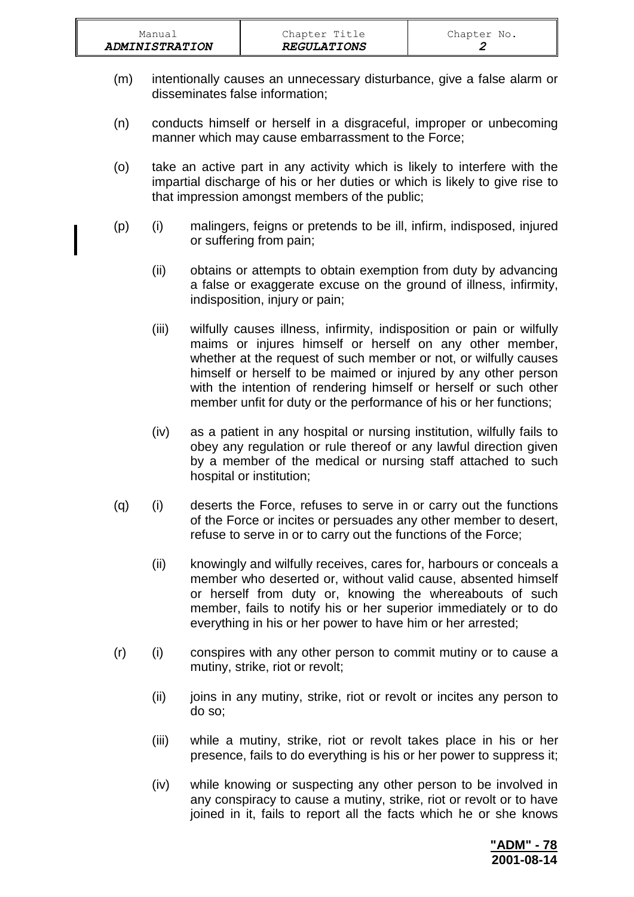(m) intentionally causes an unnecessary disturbance, give a false alarm or disseminates false information;

(n) conducts himself or herself in a disgraceful, improper or unbecoming manner which may cause embarrassment to the Force;

(o) take an active part in any activity which is likely to interfere with the impartial discharge of his or her duties or which is likely to give rise to that impression amongst members of the public;

(p) (i) malingers, feigns or pretends to be ill, infirm, indisposed, injured or suffering from pain;

(ii) obtains or attempts to obtain exemption from duty by advancing a false or exaggerate excuse on the ground of illness, infirmity, indisposition, injury or pain;

(iii) wilfully causes illness, infirmity, indisposition or pain or wilfully maims or injures himself or herself on any other member, whether at the request of such member or not, or wilfully causes himself or herself to be maimed or injured by any other person with the intention of rendering himself or herself or such other member unfit for duty or the performance of his or her functions;

(iv) as a patient in any hospital or nursing institution, wilfully fails to obey any regulation or rule thereof or any lawful direction given by a member of the medical or nursing staff attached to such hospital or institution;

(q) (i) deserts the Force, refuses to serve in or carry out the functions of the Force or incites or persuades any other member to desert, refuse to serve in or to carry out the functions of the Force;

(ii) knowingly and wilfully receives, cares for, harbours or conceals a member who deserted or, without valid cause, absented himself or herself from duty or, knowing the whereabouts of such member, fails to notify his or her superior immediately or to do everything in his or her power to have him or her arrested;

(r) (i) conspires with any other person to commit mutiny or to cause a mutiny, strike, riot or revolt;

(ii) joins in any mutiny, strike, riot or revolt or incites any person to do so;

(iii) while a mutiny, strike, riot or revolt takes place in his or her presence, fails to do everything is his or her power to suppress it;

(iv) while knowing or suspecting any other person to be involved in any conspiracy to cause a mutiny, strike, riot or revolt or to have joined in it, fails to report all the facts which he or she knows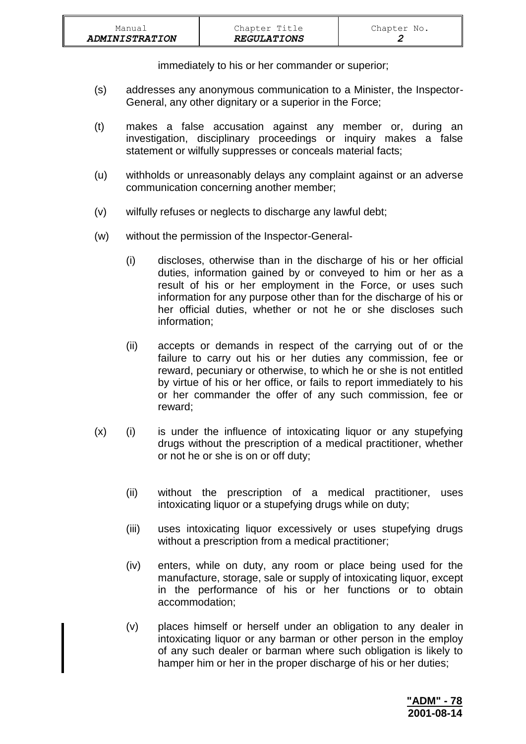immediately to his or her commander or superior;

(s) addresses any anonymous communication to a Minister, the Inspector-General, any other dignitary or a superior in the Force;

(t) makes a false accusation against any member or, during an investigation, disciplinary proceedings or inquiry makes a false statement or wilfully suppresses or conceals material facts;

(u) withholds or unreasonably delays any complaint against or an adverse communication concerning another member;

(v) wilfully refuses or neglects to discharge any lawful debt;

(w) without the permission of the Inspector-General-

 (i) discloses, otherwise than in the discharge of his or her official duties, information gained by or conveyed to him or her as a result of his or her employment in the Force, or uses such information for any purpose other than for the discharge of his or her official duties, whether or not he or she discloses such information;

 (ii) accepts or demands in respect of the carrying out of or the failure to carry out his or her duties any commission, fee or reward, pecuniary or otherwise, to which he or she is not entitled by virtue of his or her office, or fails to report immediately to his or her commander the offer of any such commission, fee or reward;

(x) (i) is under the influence of intoxicating liquor or any stupefying drugs without the prescription of a medical practitioner, whether or not he or she is on or off duty;

 (ii) without the prescription of a medical practitioner, uses intoxicating liquor or a stupefying drugs while on duty;

 (iii) uses intoxicating liquor excessively or uses stupefying drugs without a prescription from a medical practitioner;

 (iv) enters, while on duty, any room or place being used for the manufacture, storage, sale or supply of intoxicating liquor, except in the performance of his or her functions or to obtain accommodation;

 (v) places himself or herself under an obligation to any dealer in intoxicating liquor or any barman or other person in the employ of any such dealer or barman where such obligation is likely to hamper him or her in the proper discharge of his or her duties;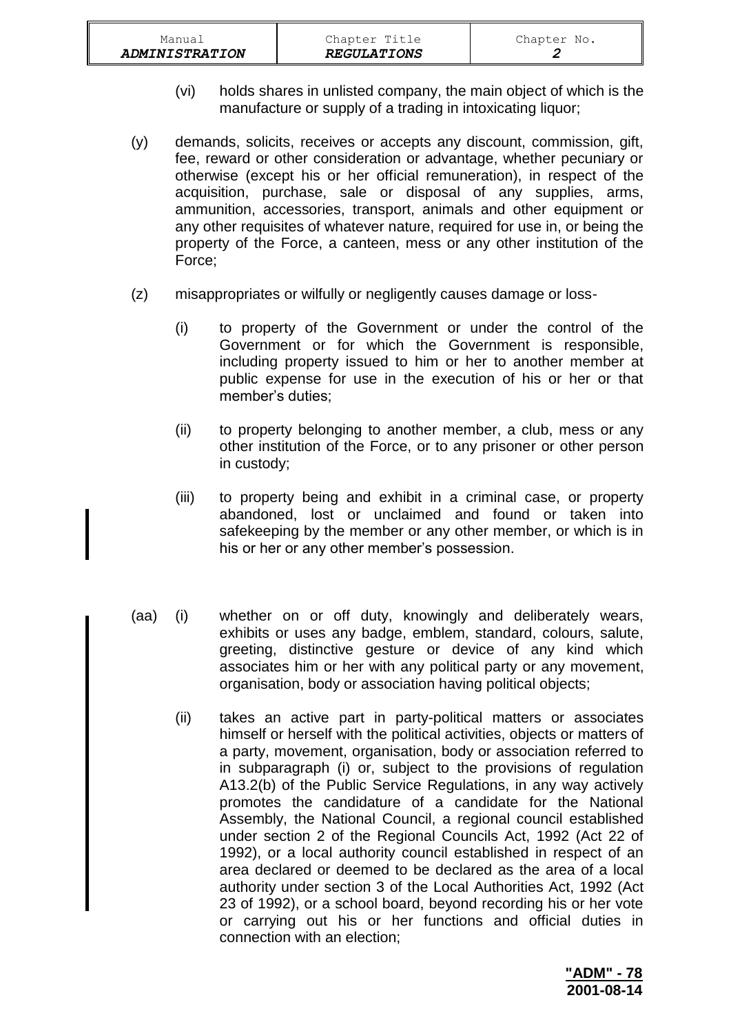(vi) holds shares in unlisted company, the main object of which is the manufacture or supply of a trading in intoxicating liquor;

(y) demands, solicits, receives or accepts any discount, commission, gift, fee, reward or other consideration or advantage, whether pecuniary or otherwise (except his or her official remuneration), in respect of the acquisition, purchase, sale or disposal of any supplies, arms, ammunition, accessories, transport, animals and other equipment or any other requisites of whatever nature, required for use in, or being the property of the Force, a canteen, mess or any other institution of the Force;

(z) misappropriates or wilfully or negligently causes damage or loss-

(i) to property of the Government or under the control of the Government or for which the Government is responsible, including property issued to him or her to another member at public expense for use in the execution of his or her or that member's duties;

(ii) to property belonging to another member, a club, mess or any other institution of the Force, or to any prisoner or other person in custody;

(iii) to property being and exhibit in a criminal case, or property abandoned, lost or unclaimed and found or taken into safekeeping by the member or any other member, or which is in his or her or any other member's possession.

(aa) (i) whether on or off duty, knowingly and deliberately wears, exhibits or uses any badge, emblem, standard, colours, salute, greeting, distinctive gesture or device of any kind which associates him or her with any political party or any movement, organisation, body or association having political objects;

(ii) takes an active part in party-political matters or associates himself or herself with the political activities, objects or matters of a party, movement, organisation, body or association referred to in subparagraph (i) or, subject to the provisions of regulation A13.2(b) of the Public Service Regulations, in any way actively promotes the candidature of a candidate for the National Assembly, the National Council, a regional council established under section 2 of the Regional Councils Act, 1992 (Act 22 of 1992), or a local authority council established in respect of an area declared or deemed to be declared as the area of a local authority under section 3 of the Local Authorities Act, 1992 (Act 23 of 1992), or a school board, beyond recording his or her vote or carrying out his or her functions and official duties in connection with an election;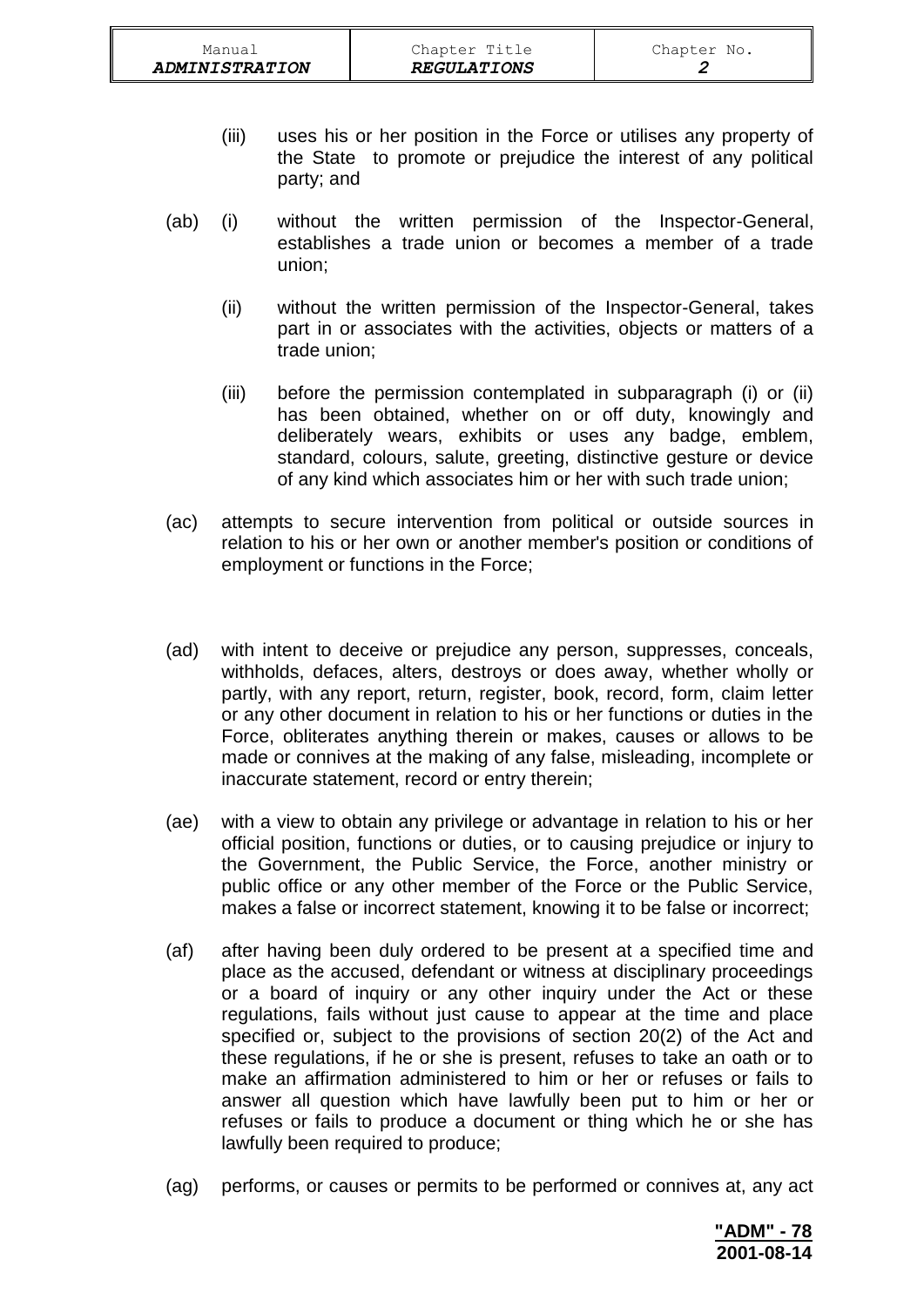(iii) uses his or her position in the Force or utilises any property of the State to promote or prejudice the interest of any political party; and

(ab) (i) without the written permission of the Inspector-General, establishes a trade union or becomes a member of a trade union;

(ii) without the written permission of the Inspector-General, takes part in or associates with the activities, objects or matters of a trade union;

(iii) before the permission contemplated in subparagraph (i) or (ii) has been obtained, whether on or off duty, knowingly and deliberately wears, exhibits or uses any badge, emblem, standard, colours, salute, greeting, distinctive gesture or device of any kind which associates him or her with such trade union;

(ac) attempts to secure intervention from political or outside sources in relation to his or her own or another member's position or conditions of employment or functions in the Force;

(ad) with intent to deceive or prejudice any person, suppresses, conceals, withholds, defaces, alters, destroys or does away, whether wholly or partly, with any report, return, register, book, record, form, claim letter or any other document in relation to his or her functions or duties in the Force, obliterates anything therein or makes, causes or allows to be made or connives at the making of any false, misleading, incomplete or inaccurate statement, record or entry therein;

(ae) with a view to obtain any privilege or advantage in relation to his or her official position, functions or duties, or to causing prejudice or injury to the Government, the Public Service, the Force, another ministry or public office or any other member of the Force or the Public Service, makes a false or incorrect statement, knowing it to be false or incorrect;

(af) after having been duly ordered to be present at a specified time and place as the accused, defendant or witness at disciplinary proceedings or a board of inquiry or any other inquiry under the Act or these regulations, fails without just cause to appear at the time and place specified or, subject to the provisions of section 20(2) of the Act and these regulations, if he or she is present, refuses to take an oath or to make an affirmation administered to him or her or refuses or fails to answer all question which have lawfully been put to him or her or refuses or fails to produce a document or thing which he or she has lawfully been required to produce;

(ag) performs, or causes or permits to be performed or connives at, any act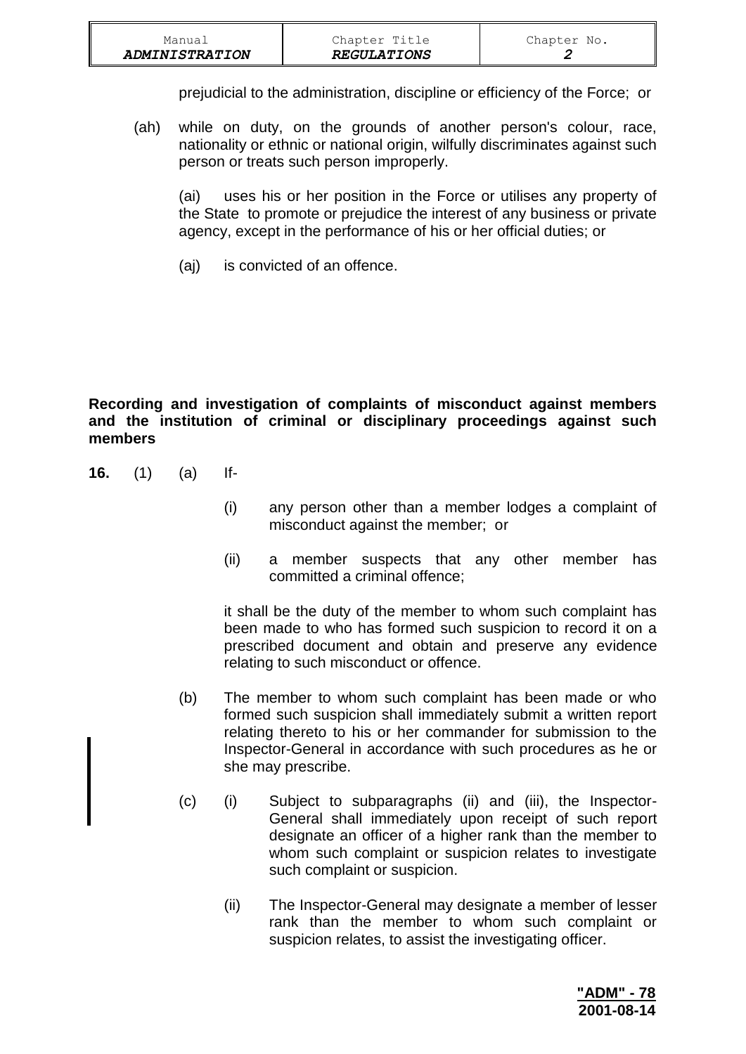prejudicial to the administration, discipline or efficiency of the Force; or

(ah) while on duty, on the grounds of another person's colour, race, nationality or ethnic or national origin, wilfully discriminates against such person or treats such person improperly.

(ai) uses his or her position in the Force or utilises any property of the State to promote or prejudice the interest of any business or private agency, except in the performance of his or her official duties; or

(aj) is convicted of an offence.

**Recording and investigation of complaints of misconduct against members and the institution of criminal or disciplinary proceedings against such members**

**16.** (1) (a) If-

(i) any person other than a member lodges a complaint of misconduct against the member; or

(ii) a member suspects that any other member has committed a criminal offence;

it shall be the duty of the member to whom such complaint has been made to who has formed such suspicion to record it on a prescribed document and obtain and preserve any evidence relating to such misconduct or offence.

(b) The member to whom such complaint has been made or who formed such suspicion shall immediately submit a written report relating thereto to his or her commander for submission to the Inspector-General in accordance with such procedures as he or she may prescribe.

(c) (i) Subject to subparagraphs (ii) and (iii), the Inspector-General shall immediately upon receipt of such report designate an officer of a higher rank than the member to whom such complaint or suspicion relates to investigate such complaint or suspicion.

(ii) The Inspector-General may designate a member of lesser rank than the member to whom such complaint or suspicion relates, to assist the investigating officer.

**"ADM" - 78**
**2001-08-14**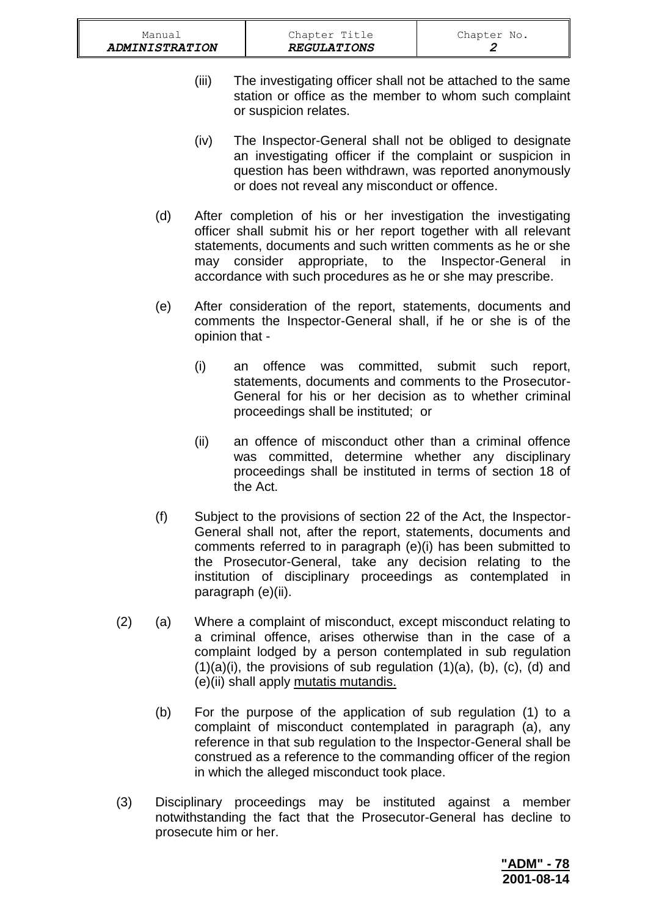(iii) The investigating officer shall not be attached to the same station or office as the member to whom such complaint or suspicion relates.

(iv) The Inspector-General shall not be obliged to designate an investigating officer if the complaint or suspicion in question has been withdrawn, was reported anonymously or does not reveal any misconduct or offence.

(d) After completion of his or her investigation the investigating officer shall submit his or her report together with all relevant statements, documents and such written comments as he or she may consider appropriate, to the Inspector-General in accordance with such procedures as he or she may prescribe.

(e) After consideration of the report, statements, documents and comments the Inspector-General shall, if he or she is of the opinion that -

(i) an offence was committed, submit such report, statements, documents and comments to the Prosecutor-General for his or her decision as to whether criminal proceedings shall be instituted; or

(ii) an offence of misconduct other than a criminal offence was committed, determine whether any disciplinary proceedings shall be instituted in terms of section 18 of the Act.

(f) Subject to the provisions of section 22 of the Act, the Inspector-General shall not, after the report, statements, documents and comments referred to in paragraph (e)(i) has been submitted to the Prosecutor-General, take any decision relating to the institution of disciplinary proceedings as contemplated in paragraph (e)(ii).

(2) (a) Where a complaint of misconduct, except misconduct relating to a criminal offence, arises otherwise than in the case of a complaint lodged by a person contemplated in sub regulation (1)(a)(i), the provisions of sub regulation (1)(a), (b), (c), (d) and (e)(ii) shall apply mutatis mutandis.

(b) For the purpose of the application of sub regulation (1) to a complaint of misconduct contemplated in paragraph (a), any reference in that sub regulation to the Inspector-General shall be construed as a reference to the commanding officer of the region in which the alleged misconduct took place.

(3) Disciplinary proceedings may be instituted against a member notwithstanding the fact that the Prosecutor-General has decline to prosecute him or her.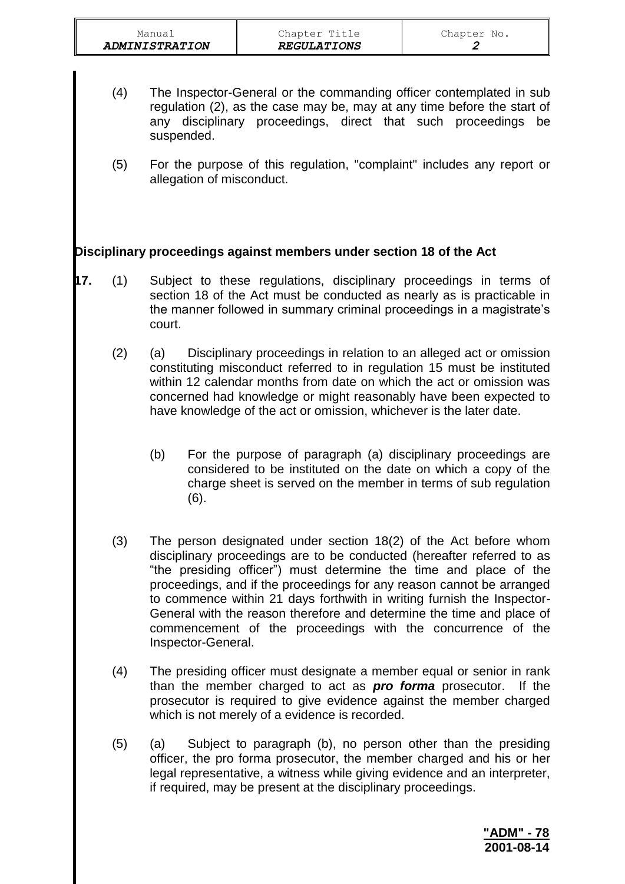(4) The Inspector-General or the commanding officer contemplated in sub regulation (2), as the case may be, may at any time before the start of any disciplinary proceedings, direct that such proceedings be suspended.

(5) For the purpose of this regulation, "complaint" includes any report or allegation of misconduct.

### Disciplinary proceedings against members under section 18 of the Act

**17.** (1) Subject to these regulations, disciplinary proceedings in terms of section 18 of the Act must be conducted as nearly as is practicable in the manner followed in summary criminal proceedings in a magistrate's court.

(2) (a) Disciplinary proceedings in relation to an alleged act or omission constituting misconduct referred to in regulation 15 must be instituted within 12 calendar months from date on which the act or omission was concerned had knowledge or might reasonably have been expected to have knowledge of the act or omission, whichever is the later date.

(b) For the purpose of paragraph (a) disciplinary proceedings are considered to be instituted on the date on which a copy of the charge sheet is served on the member in terms of sub regulation (6).

(3) The person designated under section 18(2) of the Act before whom disciplinary proceedings are to be conducted (hereafter referred to as "the presiding officer") must determine the time and place of the proceedings, and if the proceedings for any reason cannot be arranged to commence within 21 days forthwith in writing furnish the Inspector-General with the reason therefore and determine the time and place of commencement of the proceedings with the concurrence of the Inspector-General.

(4) The presiding officer must designate a member equal or senior in rank than the member charged to act as ***pro forma*** prosecutor. If the prosecutor is required to give evidence against the member charged which is not merely of a evidence is recorded.

(5) (a) Subject to paragraph (b), no person other than the presiding officer, the pro forma prosecutor, the member charged and his or her legal representative, a witness while giving evidence and an interpreter, if required, may be present at the disciplinary proceedings.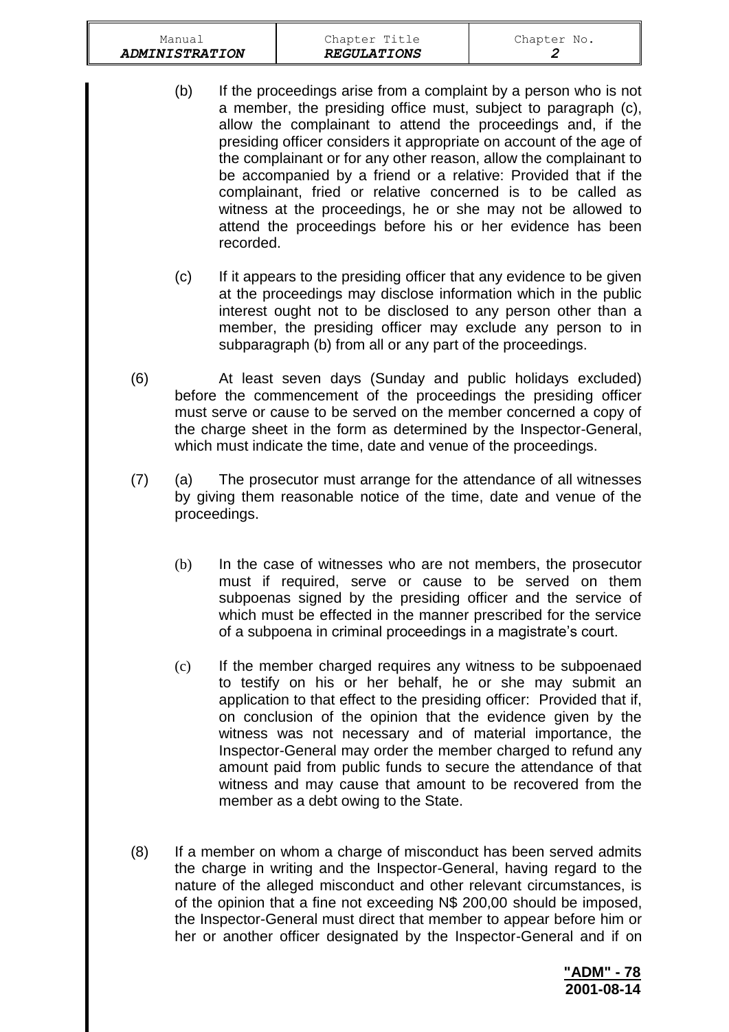(b) If the proceedings arise from a complaint by a person who is not a member, the presiding office must, subject to paragraph (c), allow the complainant to attend the proceedings and, if the presiding officer considers it appropriate on account of the age of the complainant or for any other reason, allow the complainant to be accompanied by a friend or a relative: Provided that if the complainant, fried or relative concerned is to be called as witness at the proceedings, he or she may not be allowed to attend the proceedings before his or her evidence has been recorded.

(c) If it appears to the presiding officer that any evidence to be given at the proceedings may disclose information which in the public interest ought not to be disclosed to any person other than a member, the presiding officer may exclude any person to in subparagraph (b) from all or any part of the proceedings.

(6) At least seven days (Sunday and public holidays excluded) before the commencement of the proceedings the presiding officer must serve or cause to be served on the member concerned a copy of the charge sheet in the form as determined by the Inspector-General, which must indicate the time, date and venue of the proceedings.

(7) (a) The prosecutor must arrange for the attendance of all witnesses by giving them reasonable notice of the time, date and venue of the proceedings.

(b) In the case of witnesses who are not members, the prosecutor must if required, serve or cause to be served on them subpoenas signed by the presiding officer and the service of which must be effected in the manner prescribed for the service of a subpoena in criminal proceedings in a magistrate's court.

(c) If the member charged requires any witness to be subpoenaed to testify on his or her behalf, he or she may submit an application to that effect to the presiding officer: Provided that if, on conclusion of the opinion that the evidence given by the witness was not necessary and of material importance, the Inspector-General may order the member charged to refund any amount paid from public funds to secure the attendance of that witness and may cause that amount to be recovered from the member as a debt owing to the State.

(8) If a member on whom a charge of misconduct has been served admits the charge in writing and the Inspector-General, having regard to the nature of the alleged misconduct and other relevant circumstances, is of the opinion that a fine not exceeding N$ 200,00 should be imposed, the Inspector-General must direct that member to appear before him or her or another officer designated by the Inspector-General and if on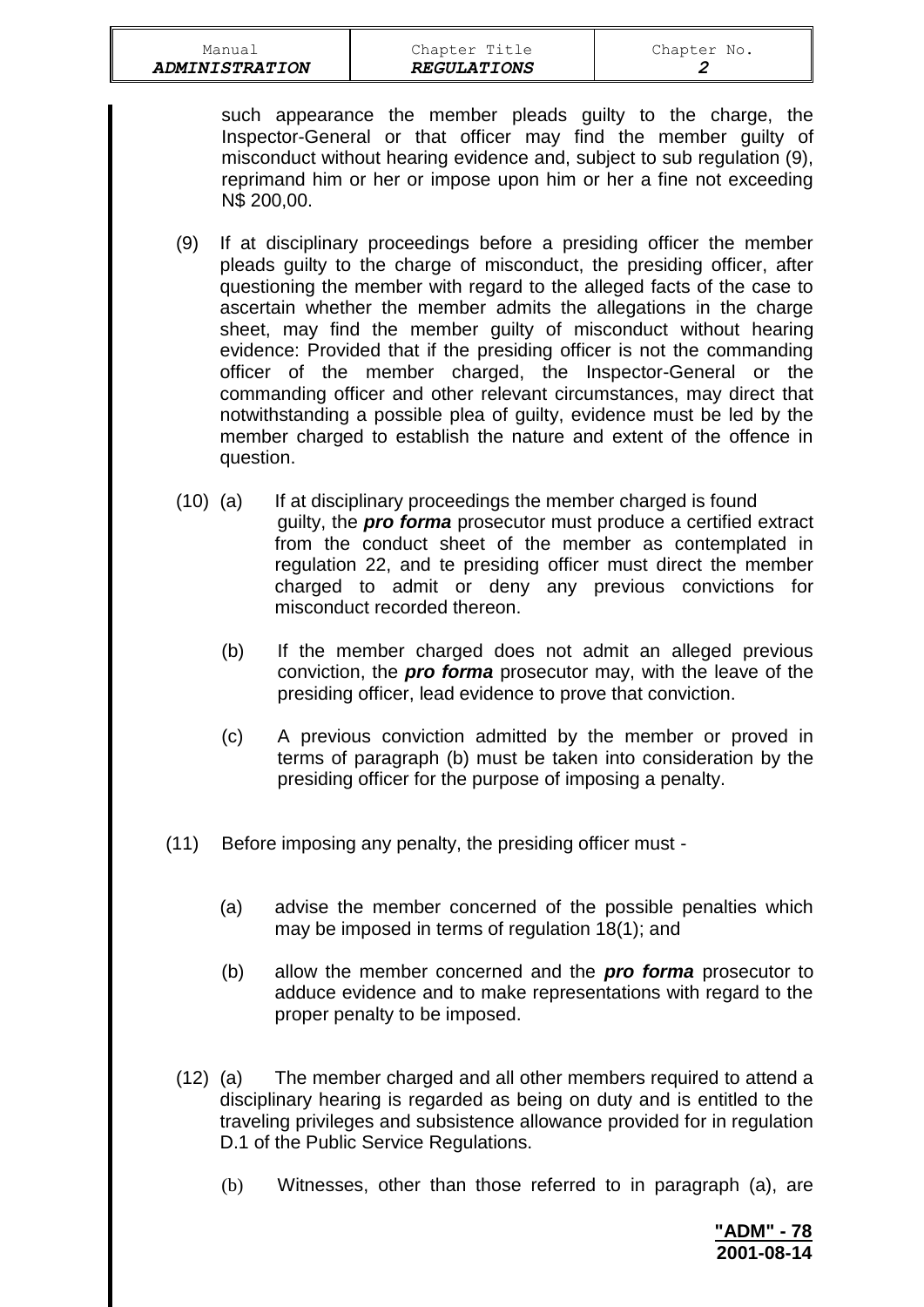such appearance the member pleads guilty to the charge, the Inspector-General or that officer may find the member guilty of misconduct without hearing evidence and, subject to sub regulation (9), reprimand him or her or impose upon him or her a fine not exceeding N$ 200,00.

(9) If at disciplinary proceedings before a presiding officer the member pleads guilty to the charge of misconduct, the presiding officer, after questioning the member with regard to the alleged facts of the case to ascertain whether the member admits the allegations in the charge sheet, may find the member guilty of misconduct without hearing evidence: Provided that if the presiding officer is not the commanding officer of the member charged, the Inspector-General or the commanding officer and other relevant circumstances, may direct that notwithstanding a possible plea of guilty, evidence must be led by the member charged to establish the nature and extent of the offence in question.

(10) (a) If at disciplinary proceedings the member charged is found guilty, the ***pro forma*** prosecutor must produce a certified extract from the conduct sheet of the member as contemplated in regulation 22, and te presiding officer must direct the member charged to admit or deny any previous convictions for misconduct recorded thereon.

(b) If the member charged does not admit an alleged previous conviction, the ***pro forma*** prosecutor may, with the leave of the presiding officer, lead evidence to prove that conviction.

(c) A previous conviction admitted by the member or proved in terms of paragraph (b) must be taken into consideration by the presiding officer for the purpose of imposing a penalty.

(11) Before imposing any penalty, the presiding officer must -

(a) advise the member concerned of the possible penalties which may be imposed in terms of regulation 18(1); and

(b) allow the member concerned and the ***pro forma*** prosecutor to adduce evidence and to make representations with regard to the proper penalty to be imposed.

(12) (a) The member charged and all other members required to attend a disciplinary hearing is regarded as being on duty and is entitled to the traveling privileges and subsistence allowance provided for in regulation D.1 of the Public Service Regulations.

(b) Witnesses, other than those referred to in paragraph (a), are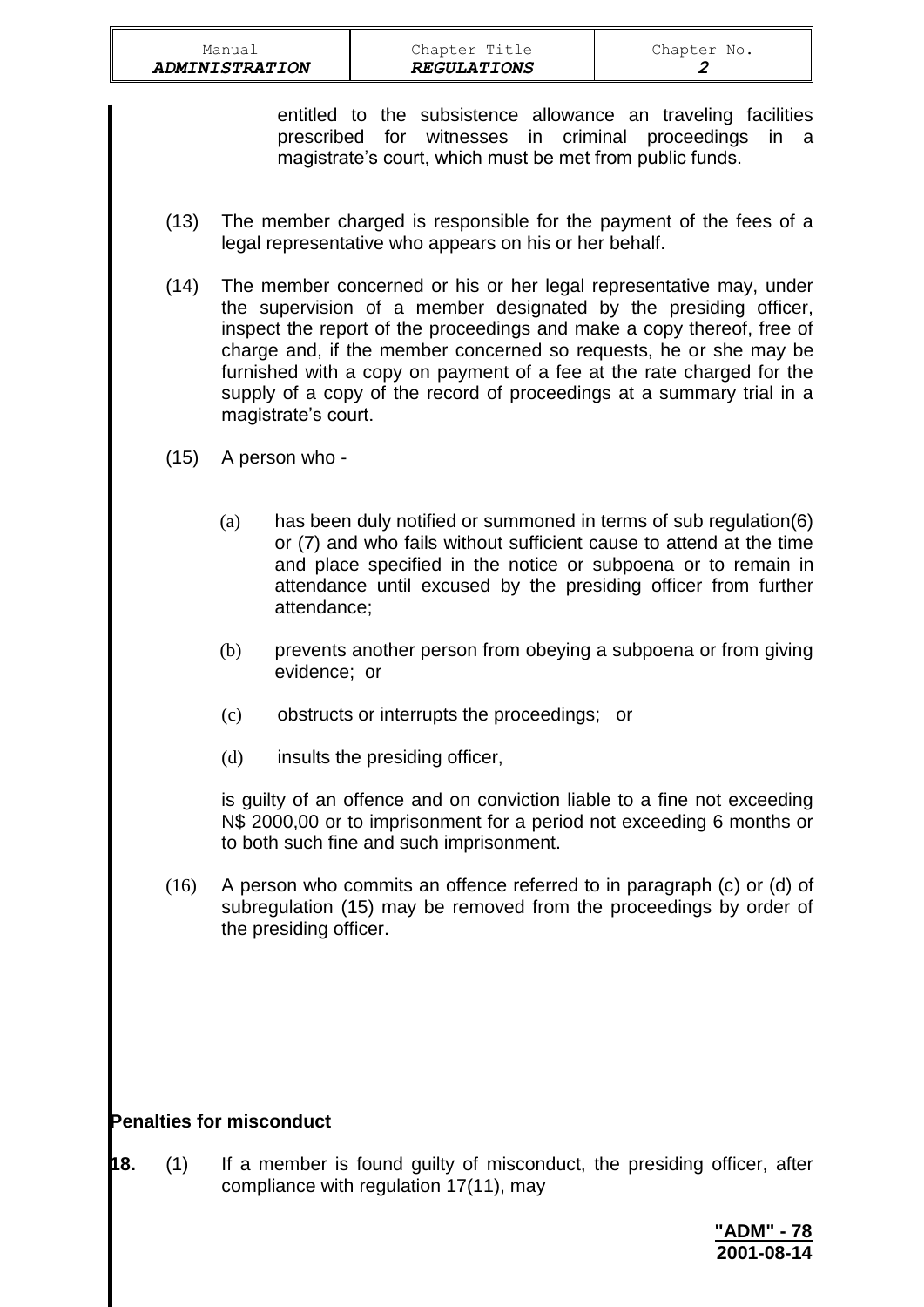entitled to the subsistence allowance an traveling facilities prescribed for witnesses in criminal proceedings in a magistrate's court, which must be met from public funds.

(13) The member charged is responsible for the payment of the fees of a legal representative who appears on his or her behalf.

(14) The member concerned or his or her legal representative may, under the supervision of a member designated by the presiding officer, inspect the report of the proceedings and make a copy thereof, free of charge and, if the member concerned so requests, he or she may be furnished with a copy on payment of a fee at the rate charged for the supply of a copy of the record of proceedings at a summary trial in a magistrate's court.

(15) A person who -

(a) has been duly notified or summoned in terms of sub regulation(6) or (7) and who fails without sufficient cause to attend at the time and place specified in the notice or subpoena or to remain in attendance until excused by the presiding officer from further attendance;

(b) prevents another person from obeying a subpoena or from giving evidence; or

(c) obstructs or interrupts the proceedings; or

(d) insults the presiding officer,

is guilty of an offence and on conviction liable to a fine not exceeding N$ 2000,00 or to imprisonment for a period not exceeding 6 months or to both such fine and such imprisonment.

(16) A person who commits an offence referred to in paragraph (c) or (d) of subregulation (15) may be removed from the proceedings by order of the presiding officer.

**Penalties for misconduct**

**18.** (1) If a member is found guilty of misconduct, the presiding officer, after compliance with regulation 17(11), may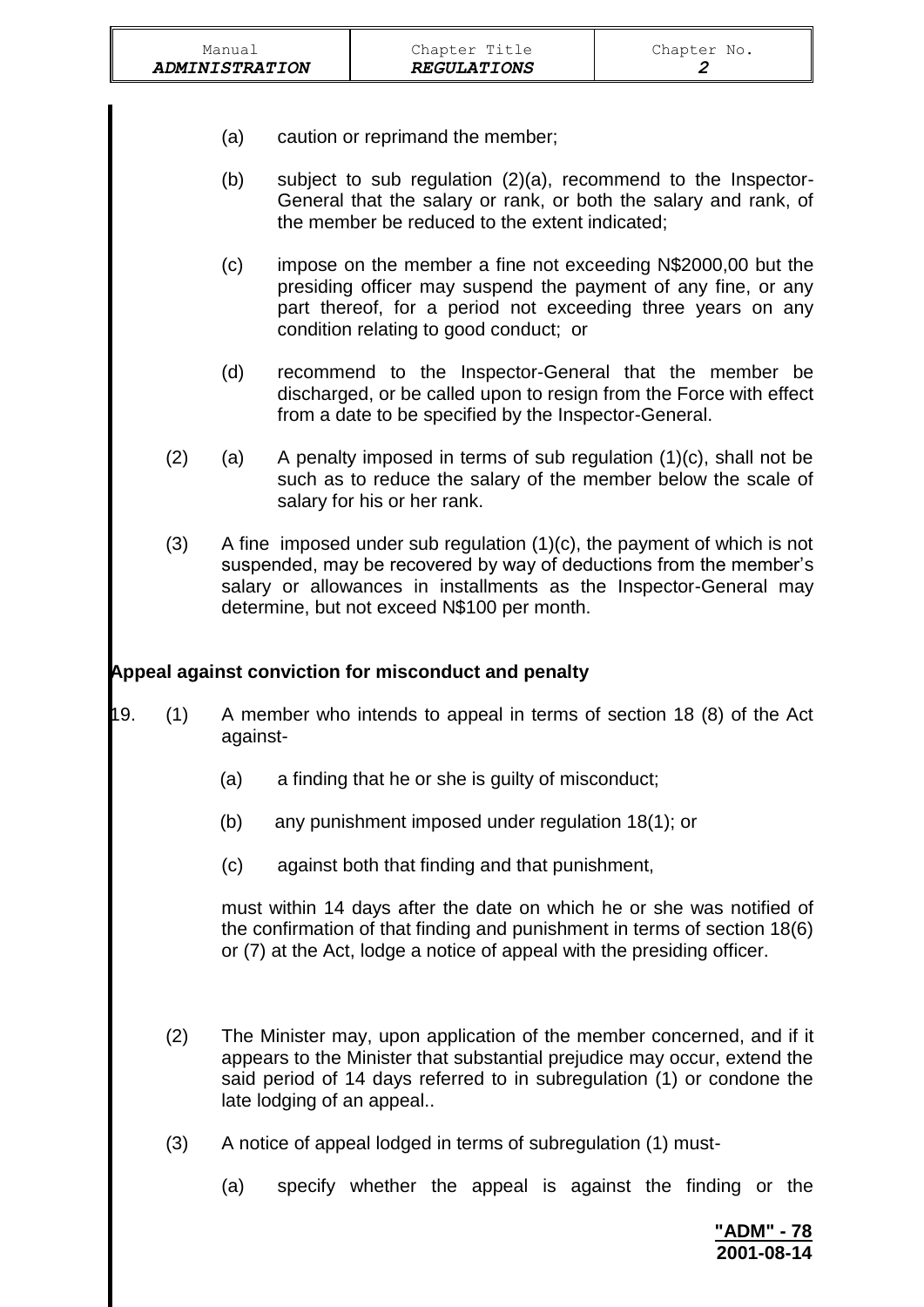(a) caution or reprimand the member;

(b) subject to sub regulation (2)(a), recommend to the Inspector-General that the salary or rank, or both the salary and rank, of the member be reduced to the extent indicated;

(c) impose on the member a fine not exceeding N$2000,00 but the presiding officer may suspend the payment of any fine, or any part thereof, for a period not exceeding three years on any condition relating to good conduct; or

(d) recommend to the Inspector-General that the member be discharged, or be called upon to resign from the Force with effect from a date to be specified by the Inspector-General.

(2) (a) A penalty imposed in terms of sub regulation (1)(c), shall not be such as to reduce the salary of the member below the scale of salary for his or her rank.

(3) A fine imposed under sub regulation (1)(c), the payment of which is not suspended, may be recovered by way of deductions from the member's salary or allowances in installments as the Inspector-General may determine, but not exceed N$100 per month.

**Appeal against conviction for misconduct and penalty**

19. (1) A member who intends to appeal in terms of section 18 (8) of the Act against-

(a) a finding that he or she is guilty of misconduct;

(b) any punishment imposed under regulation 18(1); or

(c) against both that finding and that punishment,

must within 14 days after the date on which he or she was notified of the confirmation of that finding and punishment in terms of section 18(6) or (7) at the Act, lodge a notice of appeal with the presiding officer.

(2) The Minister may, upon application of the member concerned, and if it appears to the Minister that substantial prejudice may occur, extend the said period of 14 days referred to in subregulation (1) or condone the late lodging of an appeal..

(3) A notice of appeal lodged in terms of subregulation (1) must-

(a) specify whether the appeal is against the finding or the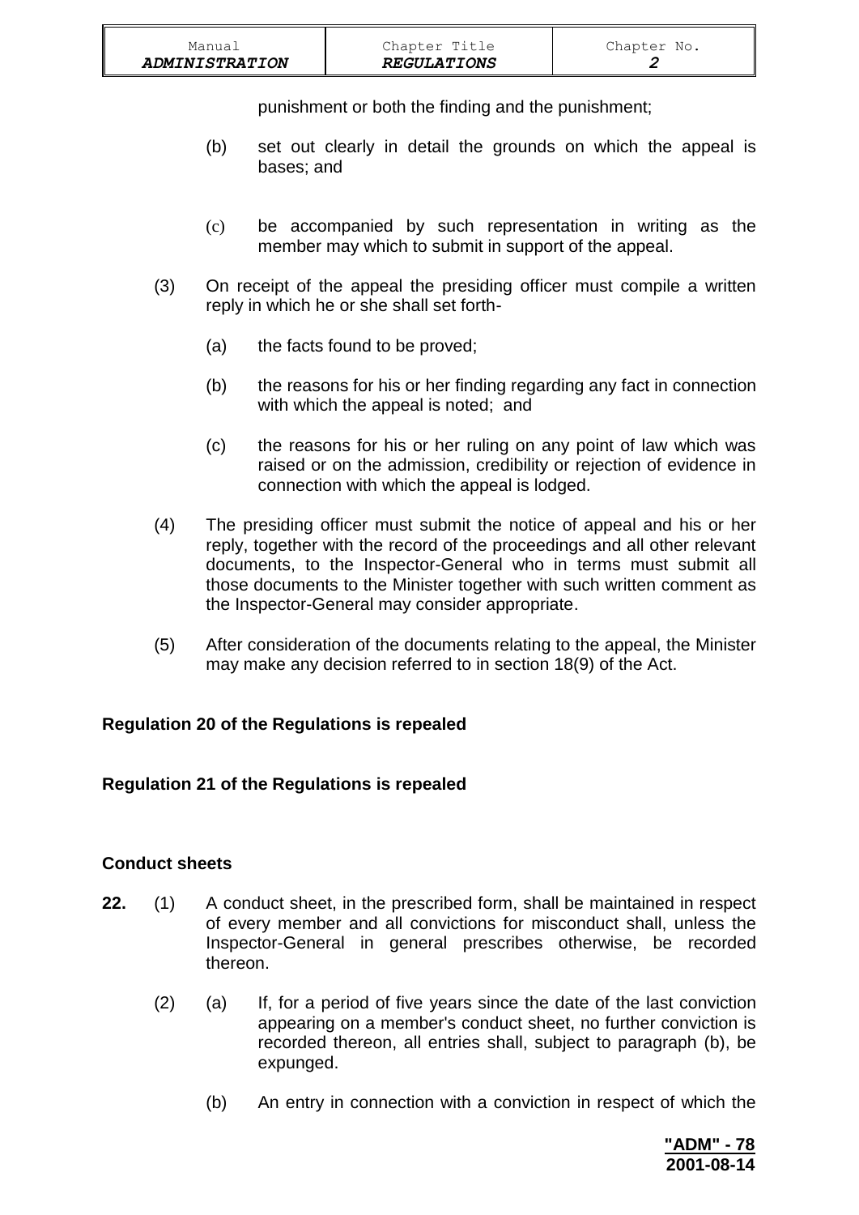punishment or both the finding and the punishment;

(b) set out clearly in detail the grounds on which the appeal is bases; and

(c) be accompanied by such representation in writing as the member may which to submit in support of the appeal.

(3) On receipt of the appeal the presiding officer must compile a written reply in which he or she shall set forth-

(a) the facts found to be proved;

(b) the reasons for his or her finding regarding any fact in connection with which the appeal is noted; and

(c) the reasons for his or her ruling on any point of law which was raised or on the admission, credibility or rejection of evidence in connection with which the appeal is lodged.

(4) The presiding officer must submit the notice of appeal and his or her reply, together with the record of the proceedings and all other relevant documents, to the Inspector-General who in terms must submit all those documents to the Minister together with such written comment as the Inspector-General may consider appropriate.

(5) After consideration of the documents relating to the appeal, the Minister may make any decision referred to in section 18(9) of the Act.

**Regulation 20 of the Regulations is repealed**

**Regulation 21 of the Regulations is repealed**

**Conduct sheets**

**22.** (1) A conduct sheet, in the prescribed form, shall be maintained in respect of every member and all convictions for misconduct shall, unless the Inspector-General in general prescribes otherwise, be recorded thereon.

(2) (a) If, for a period of five years since the date of the last conviction appearing on a member's conduct sheet, no further conviction is recorded thereon, all entries shall, subject to paragraph (b), be expunged.

(b) An entry in connection with a conviction in respect of which the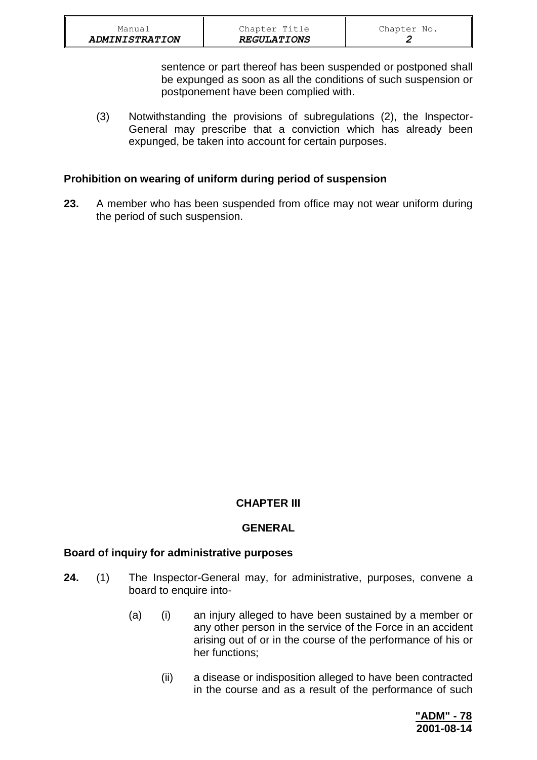sentence or part thereof has been suspended or postponed shall be expunged as soon as all the conditions of such suspension or postponement have been complied with.

(3) Notwithstanding the provisions of subregulations (2), the Inspector-General may prescribe that a conviction which has already been expunged, be taken into account for certain purposes.

**Prohibition on wearing of uniform during period of suspension**

**23.** A member who has been suspended from office may not wear uniform during the period of such suspension.

## CHAPTER III

## GENERAL

**Board of inquiry for administrative purposes**

**24.** (1) The Inspector-General may, for administrative, purposes, convene a board to enquire into-

(a) (i) an injury alleged to have been sustained by a member or any other person in the service of the Force in an accident arising out of or in the course of the performance of his or her functions;

(ii) a disease or indisposition alleged to have been contracted in the course and as a result of the performance of such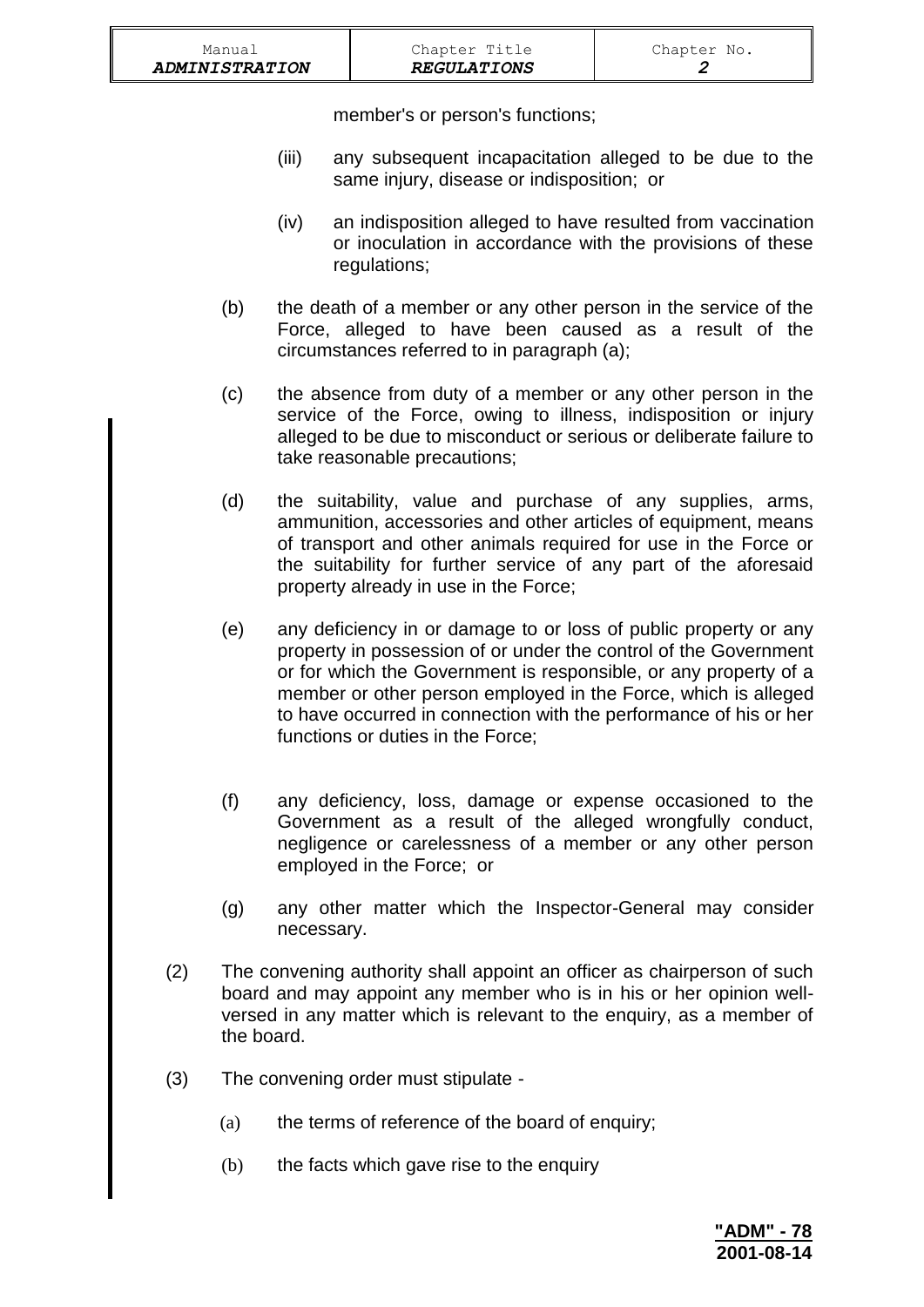member's or person's functions;

(iii) any subsequent incapacitation alleged to be due to the same injury, disease or indisposition; or

(iv) an indisposition alleged to have resulted from vaccination or inoculation in accordance with the provisions of these regulations;

(b) the death of a member or any other person in the service of the Force, alleged to have been caused as a result of the circumstances referred to in paragraph (a);

(c) the absence from duty of a member or any other person in the service of the Force, owing to illness, indisposition or injury alleged to be due to misconduct or serious or deliberate failure to take reasonable precautions;

(d) the suitability, value and purchase of any supplies, arms, ammunition, accessories and other articles of equipment, means of transport and other animals required for use in the Force or the suitability for further service of any part of the aforesaid property already in use in the Force;

(e) any deficiency in or damage to or loss of public property or any property in possession of or under the control of the Government or for which the Government is responsible, or any property of a member or other person employed in the Force, which is alleged to have occurred in connection with the performance of his or her functions or duties in the Force;

(f) any deficiency, loss, damage or expense occasioned to the Government as a result of the alleged wrongfully conduct, negligence or carelessness of a member or any other person employed in the Force; or

(g) any other matter which the Inspector-General may consider necessary.

(2) The convening authority shall appoint an officer as chairperson of such board and may appoint any member who is in his or her opinion well-versed in any matter which is relevant to the enquiry, as a member of the board.

(3) The convening order must stipulate -

(a) the terms of reference of the board of enquiry;

(b) the facts which gave rise to the enquiry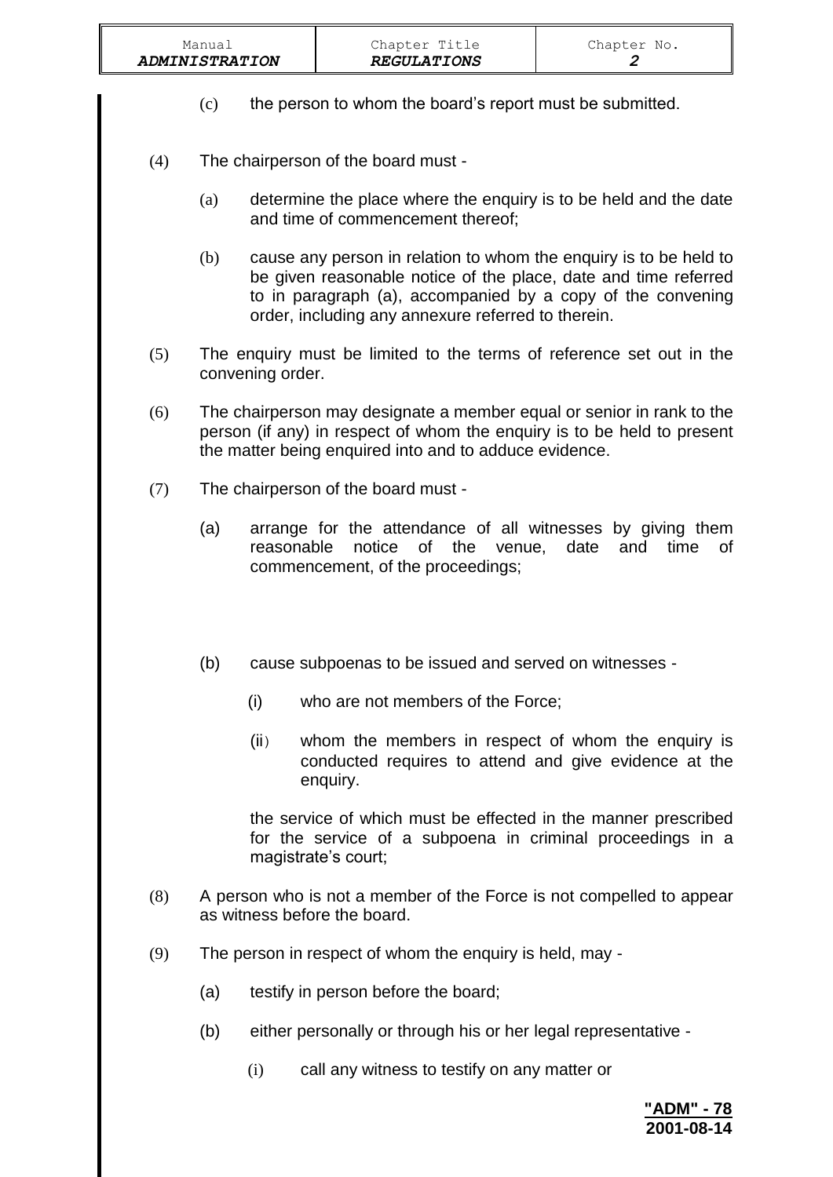(c) the person to whom the board's report must be submitted.

(4) The chairperson of the board must -

(a) determine the place where the enquiry is to be held and the date and time of commencement thereof;

(b) cause any person in relation to whom the enquiry is to be held to be given reasonable notice of the place, date and time referred to in paragraph (a), accompanied by a copy of the convening order, including any annexure referred to therein.

(5) The enquiry must be limited to the terms of reference set out in the convening order.

(6) The chairperson may designate a member equal or senior in rank to the person (if any) in respect of whom the enquiry is to be held to present the matter being enquired into and to adduce evidence.

(7) The chairperson of the board must -

(a) arrange for the attendance of all witnesses by giving them reasonable notice of the venue, date and time of commencement, of the proceedings;

(b) cause subpoenas to be issued and served on witnesses -

(i) who are not members of the Force;

(ii) whom the members in respect of whom the enquiry is conducted requires to attend and give evidence at the enquiry.

the service of which must be effected in the manner prescribed for the service of a subpoena in criminal proceedings in a magistrate's court;

(8) A person who is not a member of the Force is not compelled to appear as witness before the board.

(9) The person in respect of whom the enquiry is held, may -

(a) testify in person before the board;

(b) either personally or through his or her legal representative -

(i) call any witness to testify on any matter or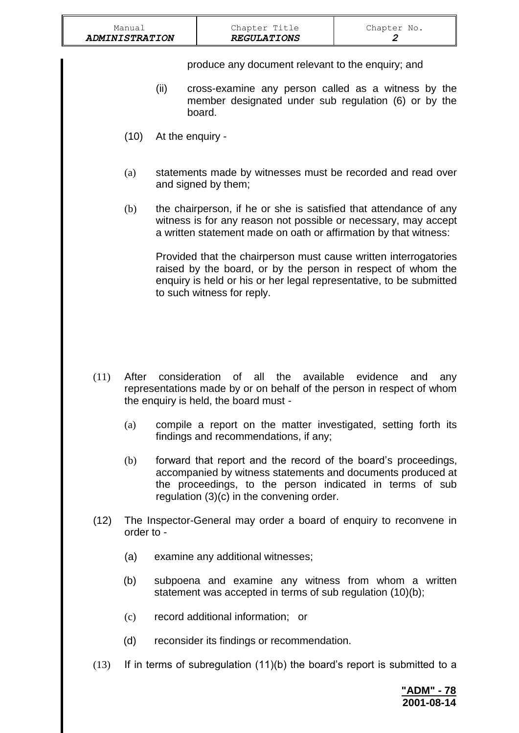produce any document relevant to the enquiry; and

(ii) cross-examine any person called as a witness by the member designated under sub regulation (6) or by the board.

(10) At the enquiry -

(a) statements made by witnesses must be recorded and read over and signed by them;

(b) the chairperson, if he or she is satisfied that attendance of any witness is for any reason not possible or necessary, may accept a written statement made on oath or affirmation by that witness:

Provided that the chairperson must cause written interrogatories raised by the board, or by the person in respect of whom the enquiry is held or his or her legal representative, to be submitted to such witness for reply.

(11) After consideration of all the available evidence and any representations made by or on behalf of the person in respect of whom the enquiry is held, the board must -

(a) compile a report on the matter investigated, setting forth its findings and recommendations, if any;

(b) forward that report and the record of the board's proceedings, accompanied by witness statements and documents produced at the proceedings, to the person indicated in terms of sub regulation (3)(c) in the convening order.

(12) The Inspector-General may order a board of enquiry to reconvene in order to -

(a) examine any additional witnesses;

(b) subpoena and examine any witness from whom a written statement was accepted in terms of sub regulation (10)(b);

(c) record additional information; or

(d) reconsider its findings or recommendation.

(13) If in terms of subregulation (11)(b) the board's report is submitted to a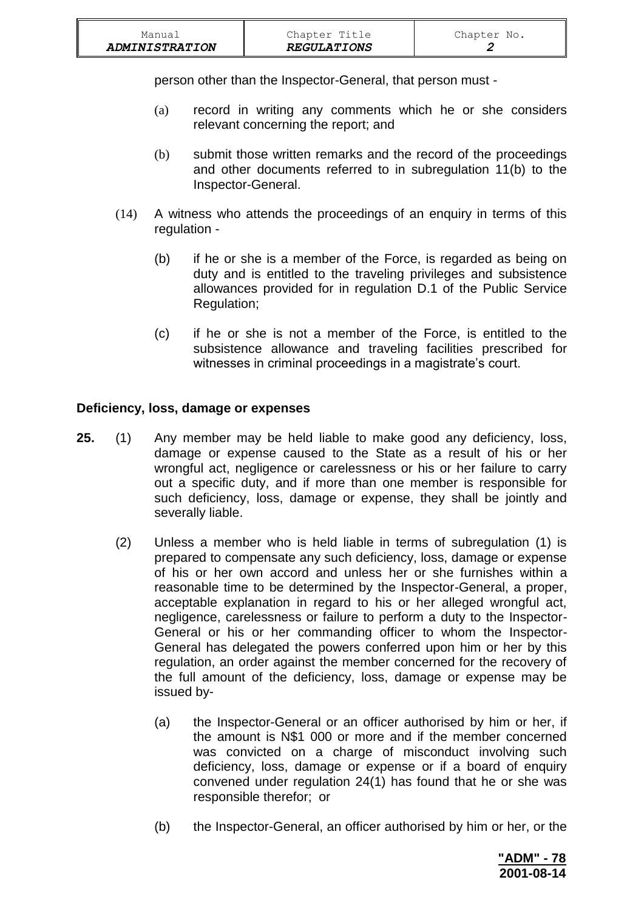person other than the Inspector-General, that person must -

(a) record in writing any comments which he or she considers relevant concerning the report; and

(b) submit those written remarks and the record of the proceedings and other documents referred to in subregulation 11(b) to the Inspector-General.

(14) A witness who attends the proceedings of an enquiry in terms of this regulation -

(b) if he or she is a member of the Force, is regarded as being on duty and is entitled to the traveling privileges and subsistence allowances provided for in regulation D.1 of the Public Service Regulation;

(c) if he or she is not a member of the Force, is entitled to the subsistence allowance and traveling facilities prescribed for witnesses in criminal proceedings in a magistrate's court.

**Deficiency, loss, damage or expenses**

**25.** (1) Any member may be held liable to make good any deficiency, loss, damage or expense caused to the State as a result of his or her wrongful act, negligence or carelessness or his or her failure to carry out a specific duty, and if more than one member is responsible for such deficiency, loss, damage or expense, they shall be jointly and severally liable.

(2) Unless a member who is held liable in terms of subregulation (1) is prepared to compensate any such deficiency, loss, damage or expense of his or her own accord and unless her or she furnishes within a reasonable time to be determined by the Inspector-General, a proper, acceptable explanation in regard to his or her alleged wrongful act, negligence, carelessness or failure to perform a duty to the Inspector-General or his or her commanding officer to whom the Inspector-General has delegated the powers conferred upon him or her by this regulation, an order against the member concerned for the recovery of the full amount of the deficiency, loss, damage or expense may be issued by-

(a) the Inspector-General or an officer authorised by him or her, if the amount is N$1 000 or more and if the member concerned was convicted on a charge of misconduct involving such deficiency, loss, damage or expense or if a board of enquiry convened under regulation 24(1) has found that he or she was responsible therefor; or

(b) the Inspector-General, an officer authorised by him or her, or the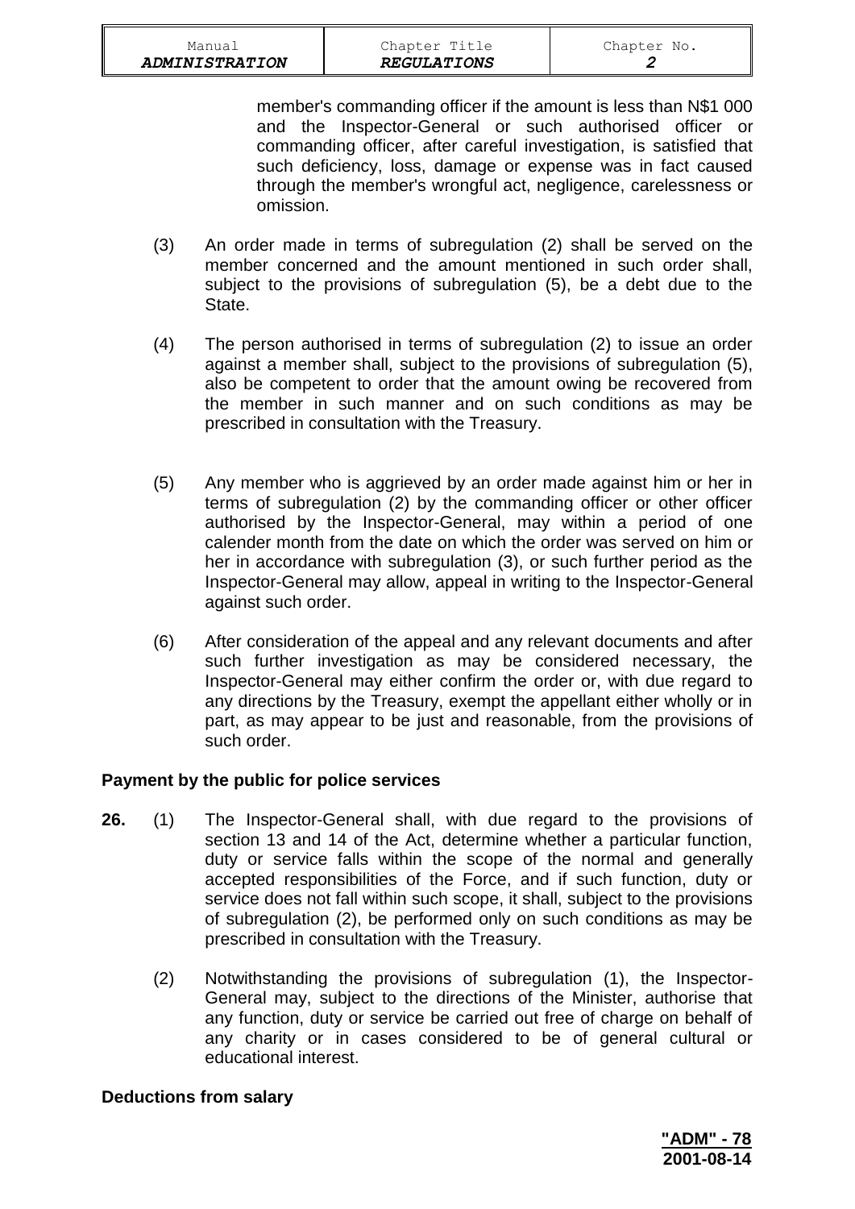member's commanding officer if the amount is less than N$1 000 and the Inspector-General or such authorised officer or commanding officer, after careful investigation, is satisfied that such deficiency, loss, damage or expense was in fact caused through the member's wrongful act, negligence, carelessness or omission.

(3) An order made in terms of subregulation (2) shall be served on the member concerned and the amount mentioned in such order shall, subject to the provisions of subregulation (5), be a debt due to the State.

(4) The person authorised in terms of subregulation (2) to issue an order against a member shall, subject to the provisions of subregulation (5), also be competent to order that the amount owing be recovered from the member in such manner and on such conditions as may be prescribed in consultation with the Treasury.

(5) Any member who is aggrieved by an order made against him or her in terms of subregulation (2) by the commanding officer or other officer authorised by the Inspector-General, may within a period of one calender month from the date on which the order was served on him or her in accordance with subregulation (3), or such further period as the Inspector-General may allow, appeal in writing to the Inspector-General against such order.

(6) After consideration of the appeal and any relevant documents and after such further investigation as may be considered necessary, the Inspector-General may either confirm the order or, with due regard to any directions by the Treasury, exempt the appellant either wholly or in part, as may appear to be just and reasonable, from the provisions of such order.

**Payment by the public for police services**

**26.** (1) The Inspector-General shall, with due regard to the provisions of section 13 and 14 of the Act, determine whether a particular function, duty or service falls within the scope of the normal and generally accepted responsibilities of the Force, and if such function, duty or service does not fall within such scope, it shall, subject to the provisions of subregulation (2), be performed only on such conditions as may be prescribed in consultation with the Treasury.

(2) Notwithstanding the provisions of subregulation (1), the Inspector-General may, subject to the directions of the Minister, authorise that any function, duty or service be carried out free of charge on behalf of any charity or in cases considered to be of general cultural or educational interest.

**Deductions from salary**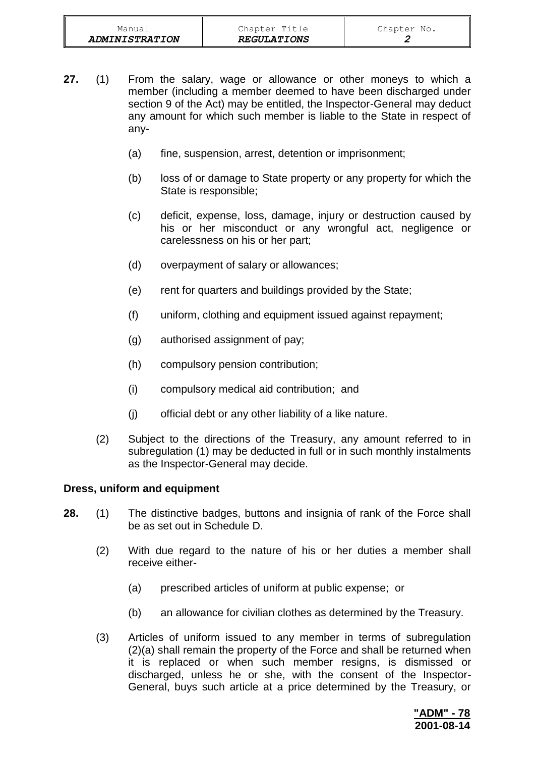**27.** (1) From the salary, wage or allowance or other moneys to which a member (including a member deemed to have been discharged under section 9 of the Act) may be entitled, the Inspector-General may deduct any amount for which such member is liable to the State in respect of any-

(a) fine, suspension, arrest, detention or imprisonment;

(b) loss of or damage to State property or any property for which the State is responsible;

(c) deficit, expense, loss, damage, injury or destruction caused by his or her misconduct or any wrongful act, negligence or carelessness on his or her part;

(d) overpayment of salary or allowances;

(e) rent for quarters and buildings provided by the State;

(f) uniform, clothing and equipment issued against repayment;

(g) authorised assignment of pay;

(h) compulsory pension contribution;

(i) compulsory medical aid contribution; and

(j) official debt or any other liability of a like nature.

(2) Subject to the directions of the Treasury, any amount referred to in subregulation (1) may be deducted in full or in such monthly instalments as the Inspector-General may decide.

**Dress, uniform and equipment**

**28.** (1) The distinctive badges, buttons and insignia of rank of the Force shall be as set out in Schedule D.

(2) With due regard to the nature of his or her duties a member shall receive either-

(a) prescribed articles of uniform at public expense; or

(b) an allowance for civilian clothes as determined by the Treasury.

(3) Articles of uniform issued to any member in terms of subregulation (2)(a) shall remain the property of the Force and shall be returned when it is replaced or when such member resigns, is dismissed or discharged, unless he or she, with the consent of the Inspector-General, buys such article at a price determined by the Treasury, or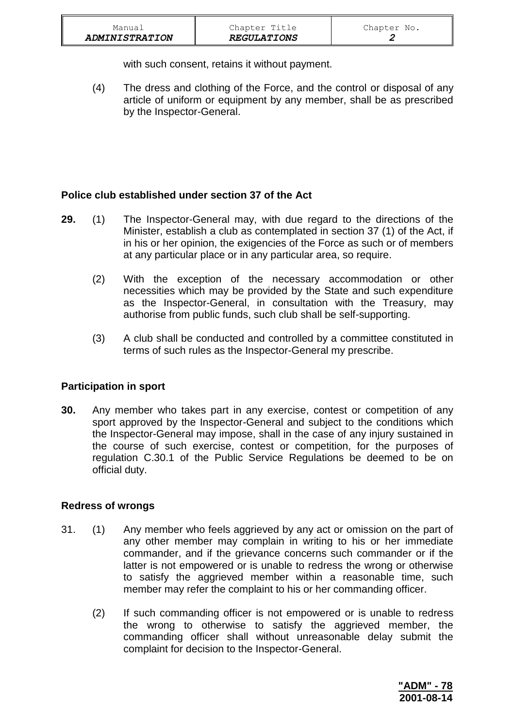with such consent, retains it without payment.

(4) The dress and clothing of the Force, and the control or disposal of any article of uniform or equipment by any member, shall be as prescribed by the Inspector-General.

### Police club established under section 37 of the Act

**29.** (1) The Inspector-General may, with due regard to the directions of the Minister, establish a club as contemplated in section 37 (1) of the Act, if in his or her opinion, the exigencies of the Force as such or of members at any particular place or in any particular area, so require.

(2) With the exception of the necessary accommodation or other necessities which may be provided by the State and such expenditure as the Inspector-General, in consultation with the Treasury, may authorise from public funds, such club shall be self-supporting.

(3) A club shall be conducted and controlled by a committee constituted in terms of such rules as the Inspector-General my prescribe.

### Participation in sport

**30.** Any member who takes part in any exercise, contest or competition of any sport approved by the Inspector-General and subject to the conditions which the Inspector-General may impose, shall in the case of any injury sustained in the course of such exercise, contest or competition, for the purposes of regulation C.30.1 of the Public Service Regulations be deemed to be on official duty.

### Redress of wrongs

31. (1) Any member who feels aggrieved by any act or omission on the part of any other member may complain in writing to his or her immediate commander, and if the grievance concerns such commander or if the latter is not empowered or is unable to redress the wrong or otherwise to satisfy the aggrieved member within a reasonable time, such member may refer the complaint to his or her commanding officer.

(2) If such commanding officer is not empowered or is unable to redress the wrong to otherwise to satisfy the aggrieved member, the commanding officer shall without unreasonable delay submit the complaint for decision to the Inspector-General.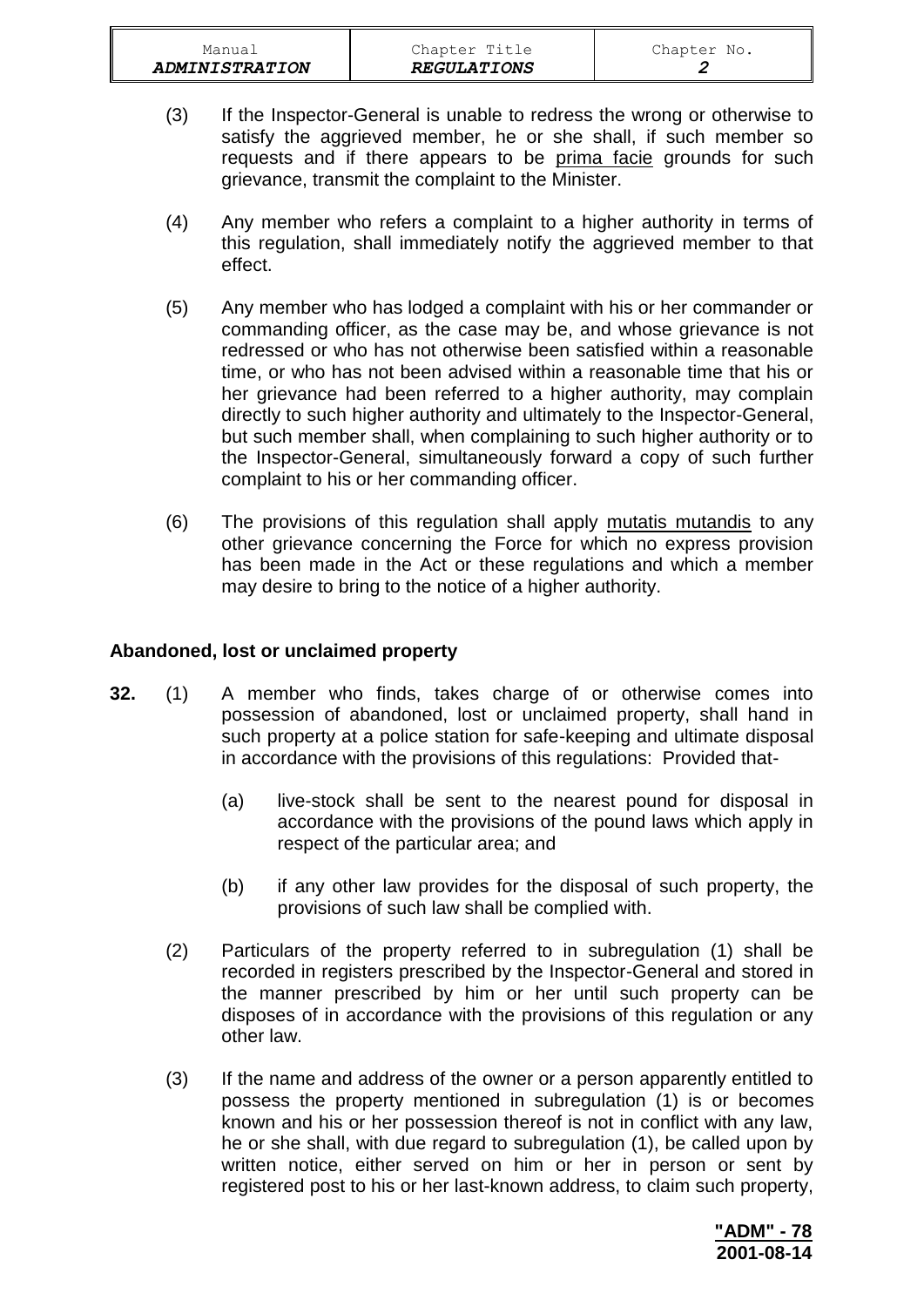(3) If the Inspector-General is unable to redress the wrong or otherwise to satisfy the aggrieved member, he or she shall, if such member so requests and if there appears to be prima facie grounds for such grievance, transmit the complaint to the Minister.

(4) Any member who refers a complaint to a higher authority in terms of this regulation, shall immediately notify the aggrieved member to that effect.

(5) Any member who has lodged a complaint with his or her commander or commanding officer, as the case may be, and whose grievance is not redressed or who has not otherwise been satisfied within a reasonable time, or who has not been advised within a reasonable time that his or her grievance had been referred to a higher authority, may complain directly to such higher authority and ultimately to the Inspector-General, but such member shall, when complaining to such higher authority or to the Inspector-General, simultaneously forward a copy of such further complaint to his or her commanding officer.

(6) The provisions of this regulation shall apply mutatis mutandis to any other grievance concerning the Force for which no express provision has been made in the Act or these regulations and which a member may desire to bring to the notice of a higher authority.

**Abandoned, lost or unclaimed property**

**32.** (1) A member who finds, takes charge of or otherwise comes into possession of abandoned, lost or unclaimed property, shall hand in such property at a police station for safe-keeping and ultimate disposal in accordance with the provisions of this regulations: Provided that-

(a) live-stock shall be sent to the nearest pound for disposal in accordance with the provisions of the pound laws which apply in respect of the particular area; and

(b) if any other law provides for the disposal of such property, the provisions of such law shall be complied with.

(2) Particulars of the property referred to in subregulation (1) shall be recorded in registers prescribed by the Inspector-General and stored in the manner prescribed by him or her until such property can be disposes of in accordance with the provisions of this regulation or any other law.

(3) If the name and address of the owner or a person apparently entitled to possess the property mentioned in subregulation (1) is or becomes known and his or her possession thereof is not in conflict with any law, he or she shall, with due regard to subregulation (1), be called upon by written notice, either served on him or her in person or sent by registered post to his or her last-known address, to claim such property,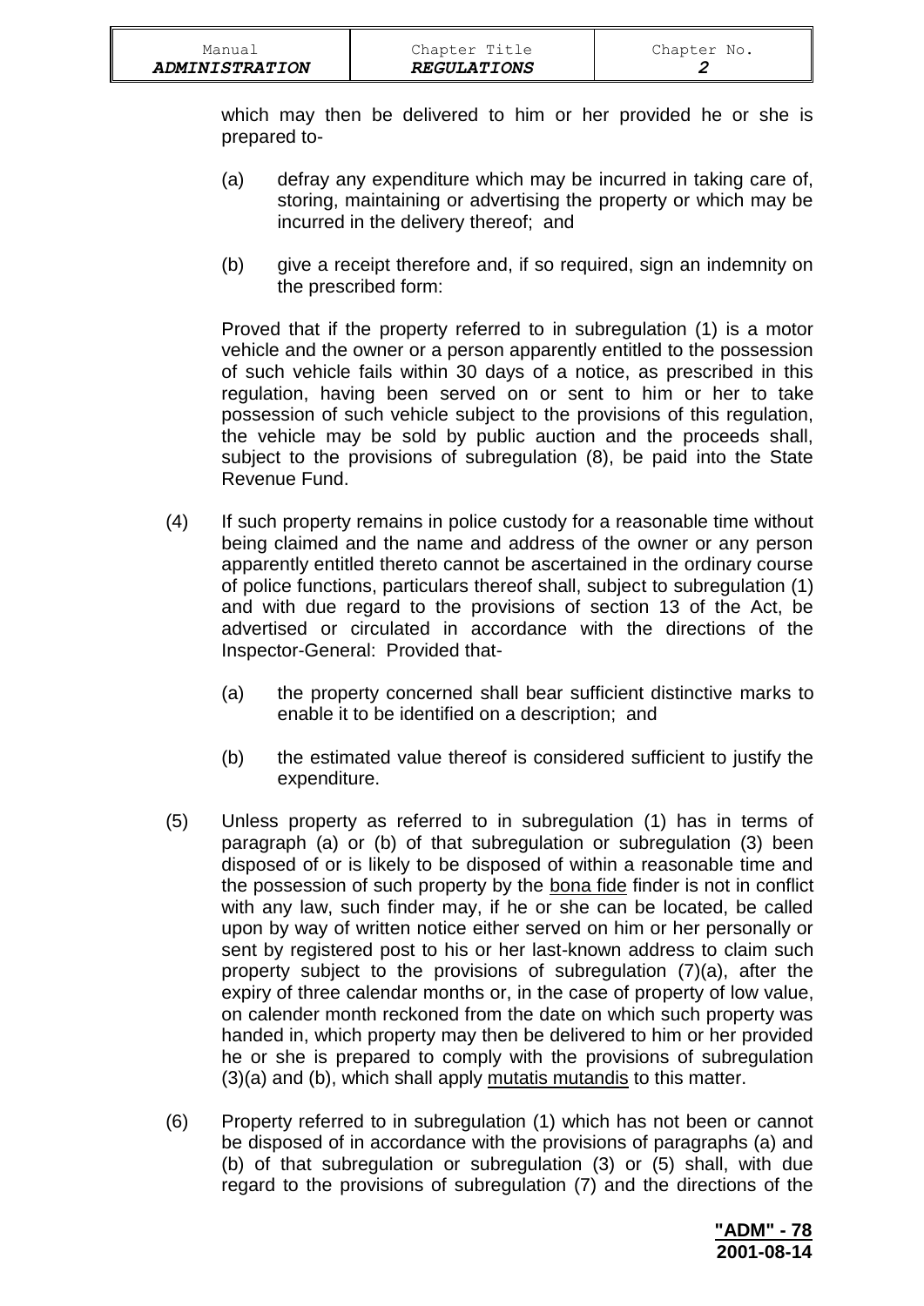which may then be delivered to him or her provided he or she is prepared to-

(a) defray any expenditure which may be incurred in taking care of, storing, maintaining or advertising the property or which may be incurred in the delivery thereof; and

(b) give a receipt therefore and, if so required, sign an indemnity on the prescribed form:

Proved that if the property referred to in subregulation (1) is a motor vehicle and the owner or a person apparently entitled to the possession of such vehicle fails within 30 days of a notice, as prescribed in this regulation, having been served on or sent to him or her to take possession of such vehicle subject to the provisions of this regulation, the vehicle may be sold by public auction and the proceeds shall, subject to the provisions of subregulation (8), be paid into the State Revenue Fund.

(4) If such property remains in police custody for a reasonable time without being claimed and the name and address of the owner or any person apparently entitled thereto cannot be ascertained in the ordinary course of police functions, particulars thereof shall, subject to subregulation (1) and with due regard to the provisions of section 13 of the Act, be advertised or circulated in accordance with the directions of the Inspector-General: Provided that-

(a) the property concerned shall bear sufficient distinctive marks to enable it to be identified on a description; and

(b) the estimated value thereof is considered sufficient to justify the expenditure.

(5) Unless property as referred to in subregulation (1) has in terms of paragraph (a) or (b) of that subregulation or subregulation (3) been disposed of or is likely to be disposed of within a reasonable time and the possession of such property by the <u>bona fide</u> finder is not in conflict with any law, such finder may, if he or she can be located, be called upon by way of written notice either served on him or her personally or sent by registered post to his or her last-known address to claim such property subject to the provisions of subregulation (7)(a), after the expiry of three calendar months or, in the case of property of low value, on calender month reckoned from the date on which such property was handed in, which property may then be delivered to him or her provided he or she is prepared to comply with the provisions of subregulation (3)(a) and (b), which shall apply <u>mutatis mutandis</u> to this matter.

(6) Property referred to in subregulation (1) which has not been or cannot be disposed of in accordance with the provisions of paragraphs (a) and (b) of that subregulation or subregulation (3) or (5) shall, with due regard to the provisions of subregulation (7) and the directions of the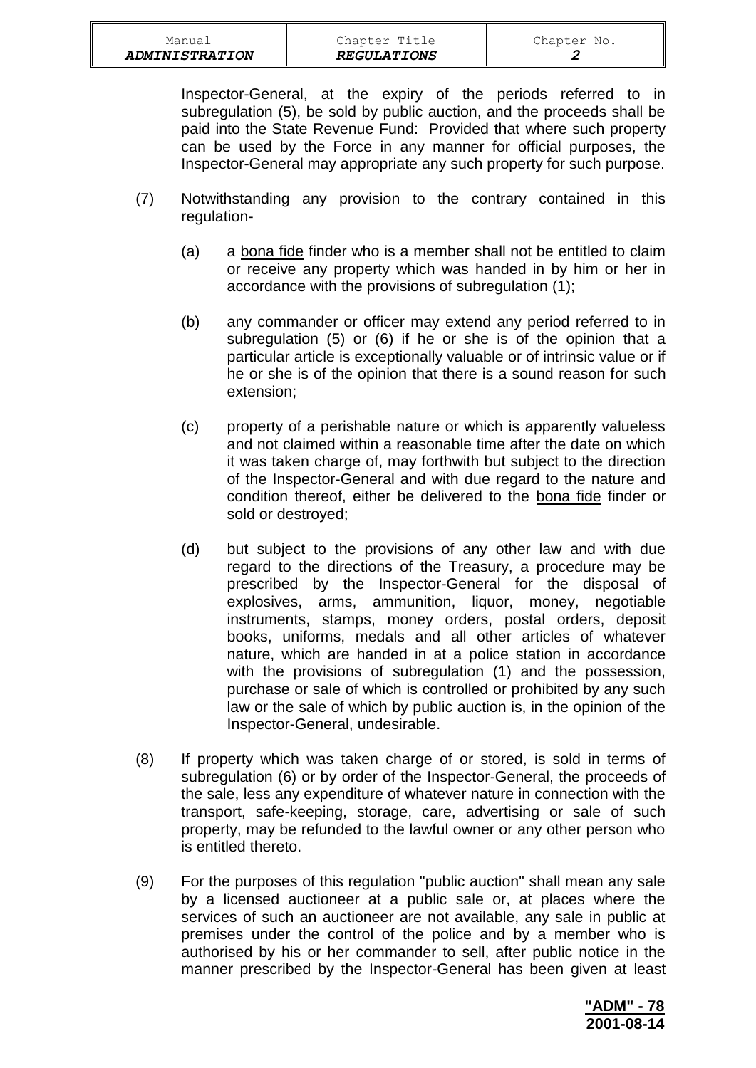Inspector-General, at the expiry of the periods referred to in subregulation (5), be sold by public auction, and the proceeds shall be paid into the State Revenue Fund: Provided that where such property can be used by the Force in any manner for official purposes, the Inspector-General may appropriate any such property for such purpose.

(7) Notwithstanding any provision to the contrary contained in this regulation-

(a) a bona fide finder who is a member shall not be entitled to claim or receive any property which was handed in by him or her in accordance with the provisions of subregulation (1);

(b) any commander or officer may extend any period referred to in subregulation (5) or (6) if he or she is of the opinion that a particular article is exceptionally valuable or of intrinsic value or if he or she is of the opinion that there is a sound reason for such extension;

(c) property of a perishable nature or which is apparently valueless and not claimed within a reasonable time after the date on which it was taken charge of, may forthwith but subject to the direction of the Inspector-General and with due regard to the nature and condition thereof, either be delivered to the bona fide finder or sold or destroyed;

(d) but subject to the provisions of any other law and with due regard to the directions of the Treasury, a procedure may be prescribed by the Inspector-General for the disposal of explosives, arms, ammunition, liquor, money, negotiable instruments, stamps, money orders, postal orders, deposit books, uniforms, medals and all other articles of whatever nature, which are handed in at a police station in accordance with the provisions of subregulation (1) and the possession, purchase or sale of which is controlled or prohibited by any such law or the sale of which by public auction is, in the opinion of the Inspector-General, undesirable.

(8) If property which was taken charge of or stored, is sold in terms of subregulation (6) or by order of the Inspector-General, the proceeds of the sale, less any expenditure of whatever nature in connection with the transport, safe-keeping, storage, care, advertising or sale of such property, may be refunded to the lawful owner or any other person who is entitled thereto.

(9) For the purposes of this regulation "public auction" shall mean any sale by a licensed auctioneer at a public sale or, at places where the services of such an auctioneer are not available, any sale in public at premises under the control of the police and by a member who is authorised by his or her commander to sell, after public notice in the manner prescribed by the Inspector-General has been given at least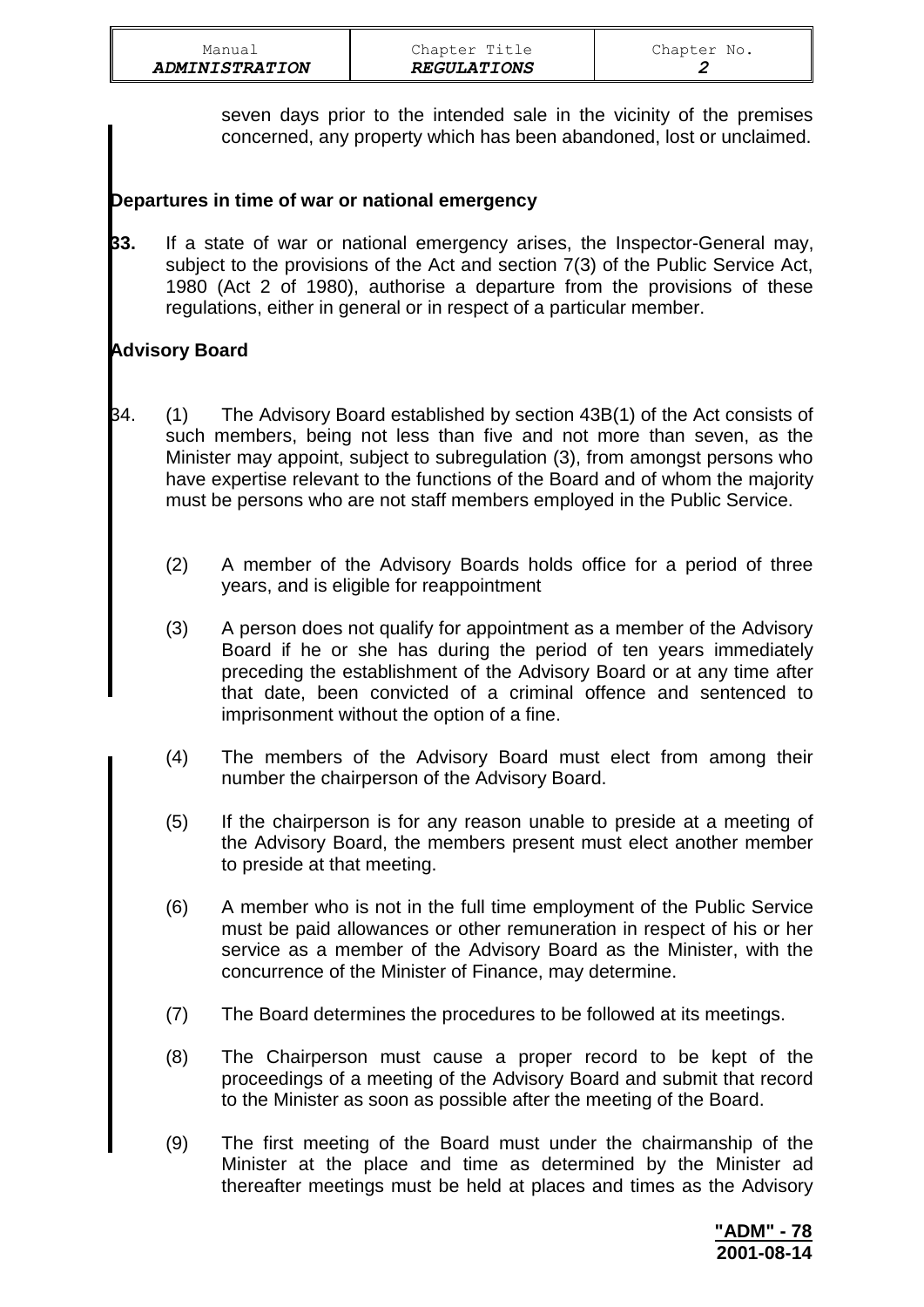seven days prior to the intended sale in the vicinity of the premises concerned, any property which has been abandoned, lost or unclaimed.

**Departures in time of war or national emergency**

**33.** If a state of war or national emergency arises, the Inspector-General may, subject to the provisions of the Act and section 7(3) of the Public Service Act, 1980 (Act 2 of 1980), authorise a departure from the provisions of these regulations, either in general or in respect of a particular member.

**Advisory Board**

34. (1) The Advisory Board established by section 43B(1) of the Act consists of such members, being not less than five and not more than seven, as the Minister may appoint, subject to subregulation (3), from amongst persons who have expertise relevant to the functions of the Board and of whom the majority must be persons who are not staff members employed in the Public Service.

(2) A member of the Advisory Boards holds office for a period of three years, and is eligible for reappointment

(3) A person does not qualify for appointment as a member of the Advisory Board if he or she has during the period of ten years immediately preceding the establishment of the Advisory Board or at any time after that date, been convicted of a criminal offence and sentenced to imprisonment without the option of a fine.

(4) The members of the Advisory Board must elect from among their number the chairperson of the Advisory Board.

(5) If the chairperson is for any reason unable to preside at a meeting of the Advisory Board, the members present must elect another member to preside at that meeting.

(6) A member who is not in the full time employment of the Public Service must be paid allowances or other remuneration in respect of his or her service as a member of the Advisory Board as the Minister, with the concurrence of the Minister of Finance, may determine.

(7) The Board determines the procedures to be followed at its meetings.

(8) The Chairperson must cause a proper record to be kept of the proceedings of a meeting of the Advisory Board and submit that record to the Minister as soon as possible after the meeting of the Board.

(9) The first meeting of the Board must under the chairmanship of the Minister at the place and time as determined by the Minister ad thereafter meetings must be held at places and times as the Advisory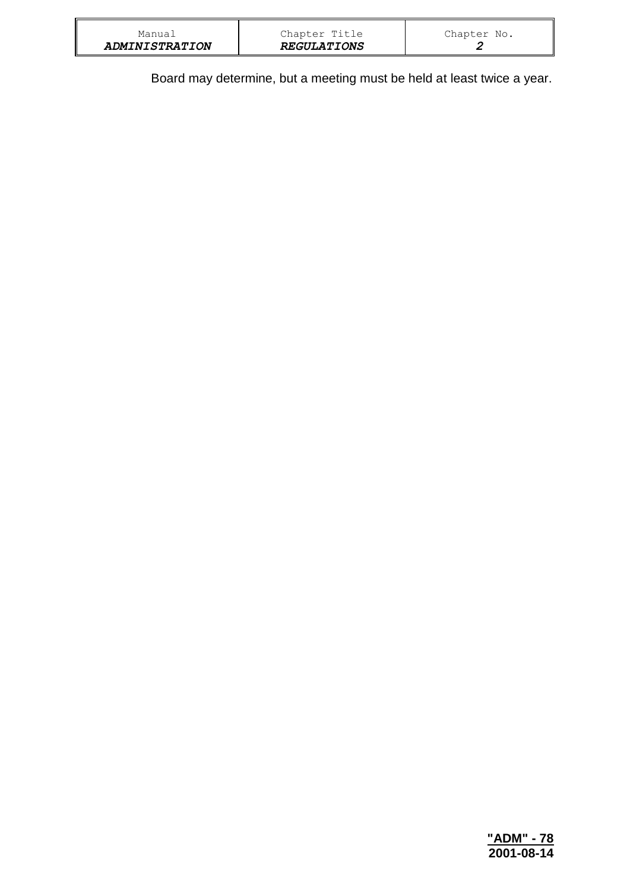Board may determine, but a meeting must be held at least twice a year.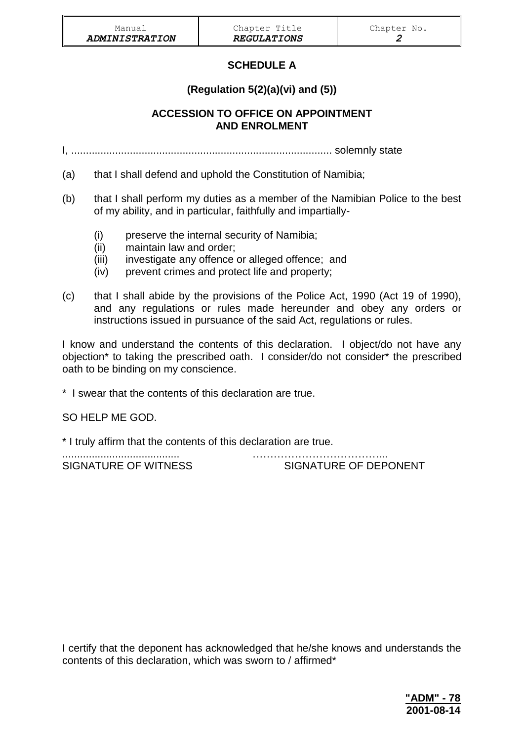# SCHEDULE A

**(Regulation 5(2)(a)(vi) and (5))**

**ACCESSION TO OFFICE ON APPOINTMENT AND ENROLMENT**

I, ........................................................................................ solemnly state

(a) that I shall defend and uphold the Constitution of Namibia;

(b) that I shall perform my duties as a member of the Namibian Police to the best of my ability, and in particular, faithfully and impartially-

   (i) preserve the internal security of Namibia;
   (ii) maintain law and order;
   (iii) investigate any offence or alleged offence; and
   (iv) prevent crimes and protect life and property;

(c) that I shall abide by the provisions of the Police Act, 1990 (Act 19 of 1990), and any regulations or rules made hereunder and obey any orders or instructions issued in pursuance of the said Act, regulations or rules.

I know and understand the contents of this declaration. I object/do not have any objection* to taking the prescribed oath. I consider/do not consider* the prescribed oath to be binding on my conscience.

\* I swear that the contents of this declaration are true.

SO HELP ME GOD.

\* I truly affirm that the contents of this declaration are true.

| ........................................ | ………………………………... |
|---|---|
| SIGNATURE OF WITNESS | SIGNATURE OF DEPONENT |

I certify that the deponent has acknowledged that he/she knows and understands the contents of this declaration, which was sworn to / affirmed*

**"ADM" - 78**
**2001-08-14**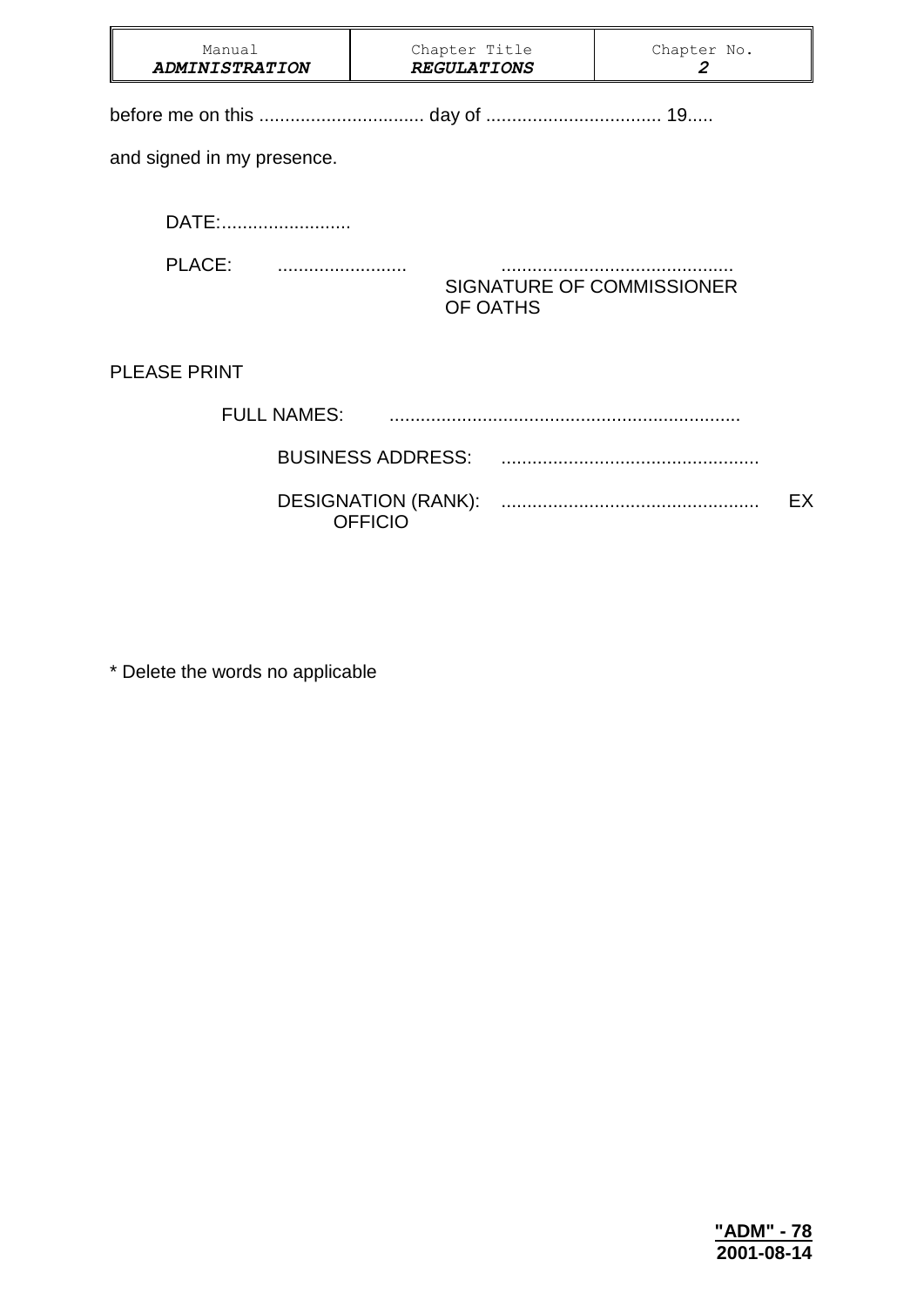before me on this ................................ day of .................................. 19.....

and signed in my presence.

DATE:.........................

PLACE: ......................... ............................................
SIGNATURE OF COMMISSIONER OF OATHS

PLEASE PRINT

FULL NAMES: ...................................................................

BUSINESS ADDRESS: .................................................

DESIGNATION (RANK): ................................................. EX OFFICIO

* Delete the words no applicable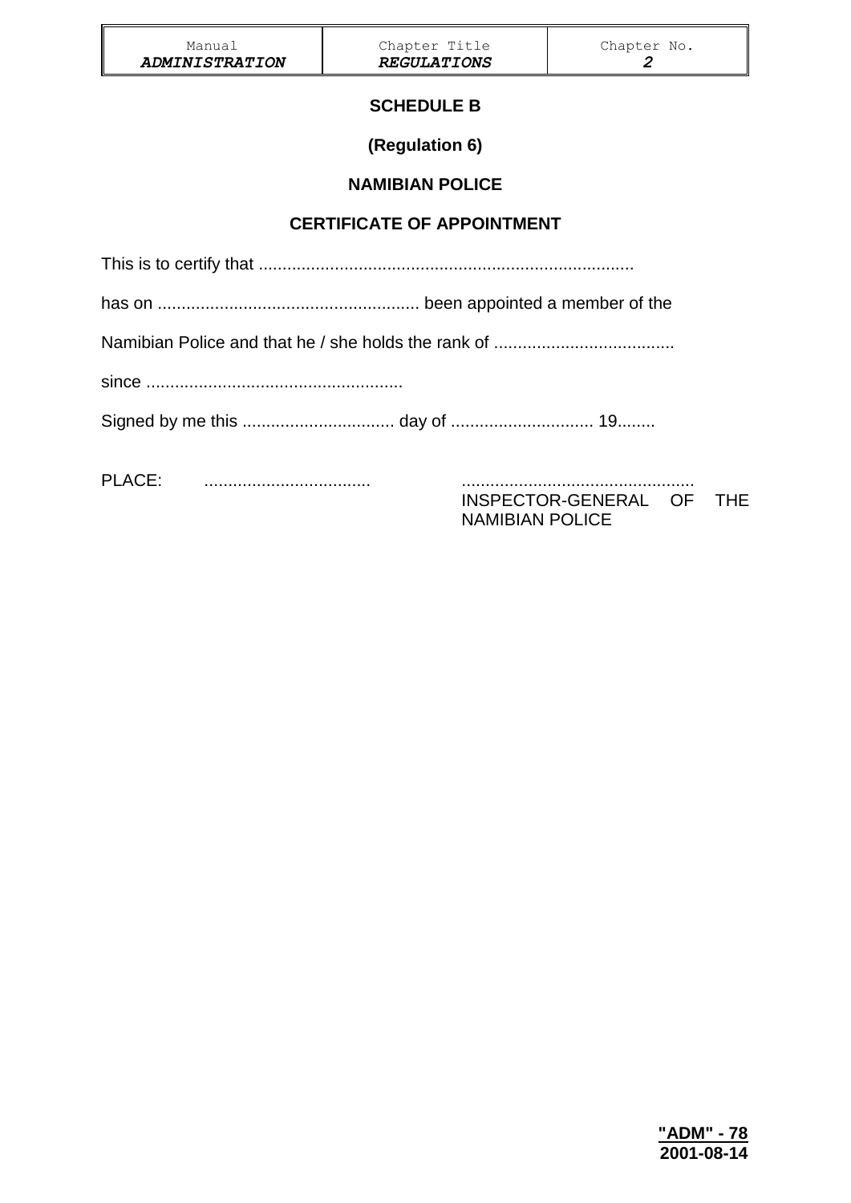## SCHEDULE B

**(Regulation 6)**

**NAMIBIAN POLICE**

**CERTIFICATE OF APPOINTMENT**

This is to certify that ..............................................................................

has on ...................................................... been appointed a member of the

Namibian Police and that he / she holds the rank of ......................................

since .....................................................

Signed by me this ................................ day of .............................. 19........

PLACE: ...................................

................................................
INSPECTOR-GENERAL OF THE NAMIBIAN POLICE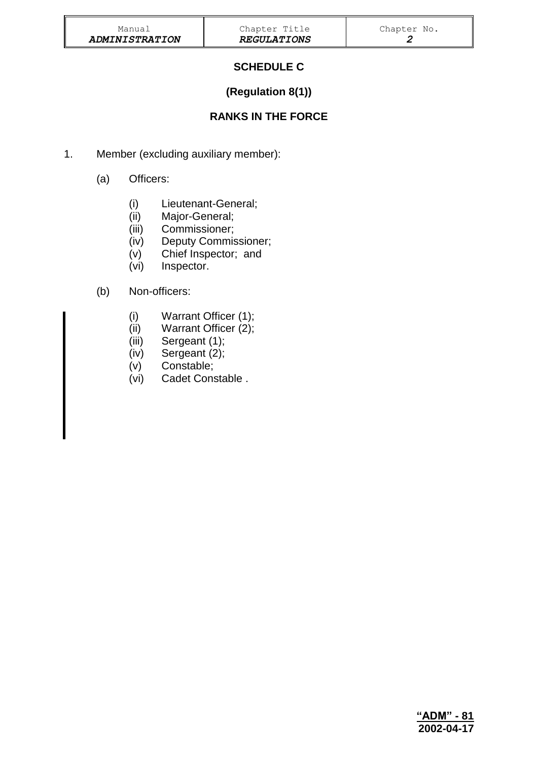## SCHEDULE C

**(Regulation 8(1))**

**RANKS IN THE FORCE**

1. Member (excluding auxiliary member):

   (a) Officers:

      (i) Lieutenant-General;
      (ii) Major-General;
      (iii) Commissioner;
      (iv) Deputy Commissioner;
      (v) Chief Inspector; and
      (vi) Inspector.

   (b) Non-officers:

      (i) Warrant Officer (1);
      (ii) Warrant Officer (2);
      (iii) Sergeant (1);
      (iv) Sergeant (2);
      (v) Constable;
      (vi) Cadet Constable .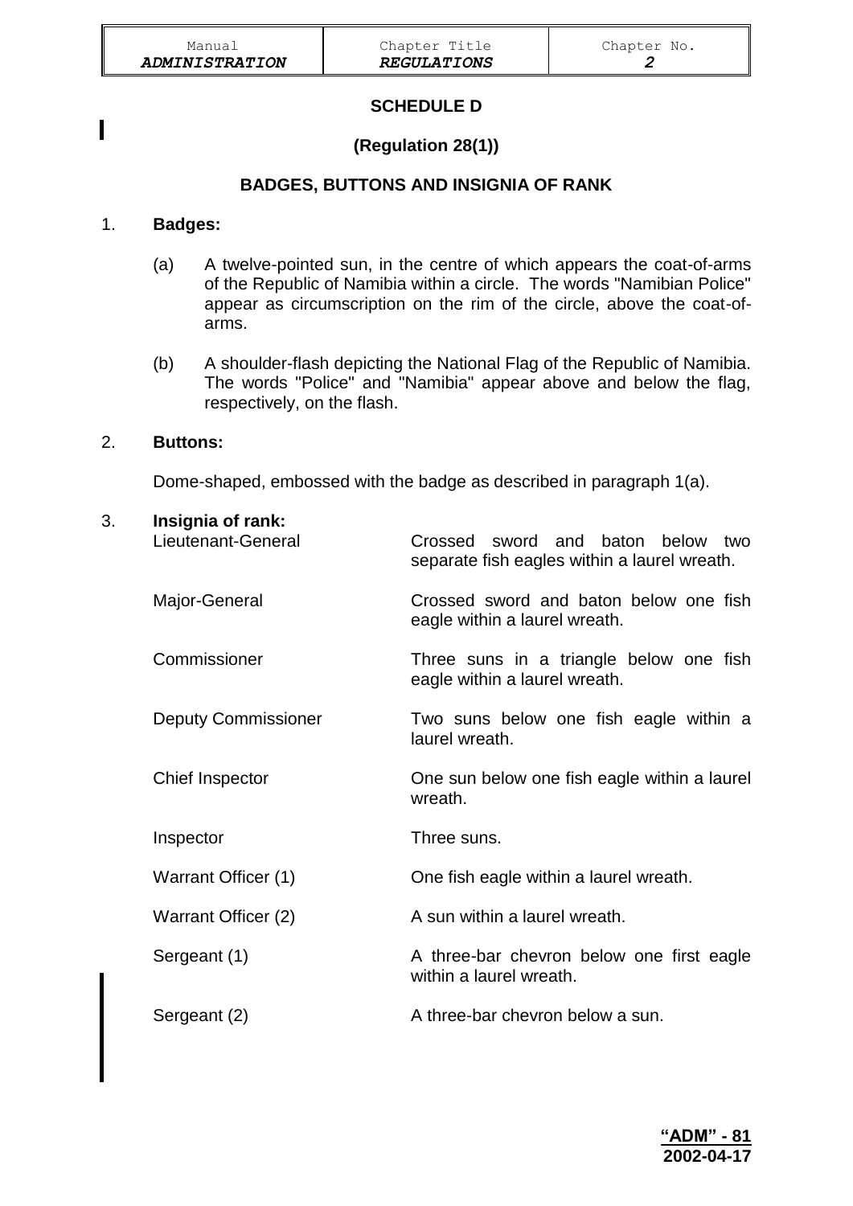## SCHEDULE D

**(Regulation 28(1))**

**BADGES, BUTTONS AND INSIGNIA OF RANK**

1. **Badges:**

   (a) A twelve-pointed sun, in the centre of which appears the coat-of-arms of the Republic of Namibia within a circle. The words "Namibian Police" appear as circumscription on the rim of the circle, above the coat-of-arms.

   (b) A shoulder-flash depicting the National Flag of the Republic of Namibia. The words "Police" and "Namibia" appear above and below the flag, respectively, on the flash.

2. **Buttons:**

   Dome-shaped, embossed with the badge as described in paragraph 1(a).

3. **Insignia of rank:**

| | |
|---|---|
| Lieutenant-General | Crossed sword and baton below two separate fish eagles within a laurel wreath. |
| Major-General | Crossed sword and baton below one fish eagle within a laurel wreath. |
| Commissioner | Three suns in a triangle below one fish eagle within a laurel wreath. |
| Deputy Commissioner | Two suns below one fish eagle within a laurel wreath. |
| Chief Inspector | One sun below one fish eagle within a laurel wreath. |
| Inspector | Three suns. |
| Warrant Officer (1) | One fish eagle within a laurel wreath. |
| Warrant Officer (2) | A sun within a laurel wreath. |
| Sergeant (1) | A three-bar chevron below one first eagle within a laurel wreath. |
| Sergeant (2) | A three-bar chevron below a sun. |

**"ADM" - 81**
**2002-04-17**